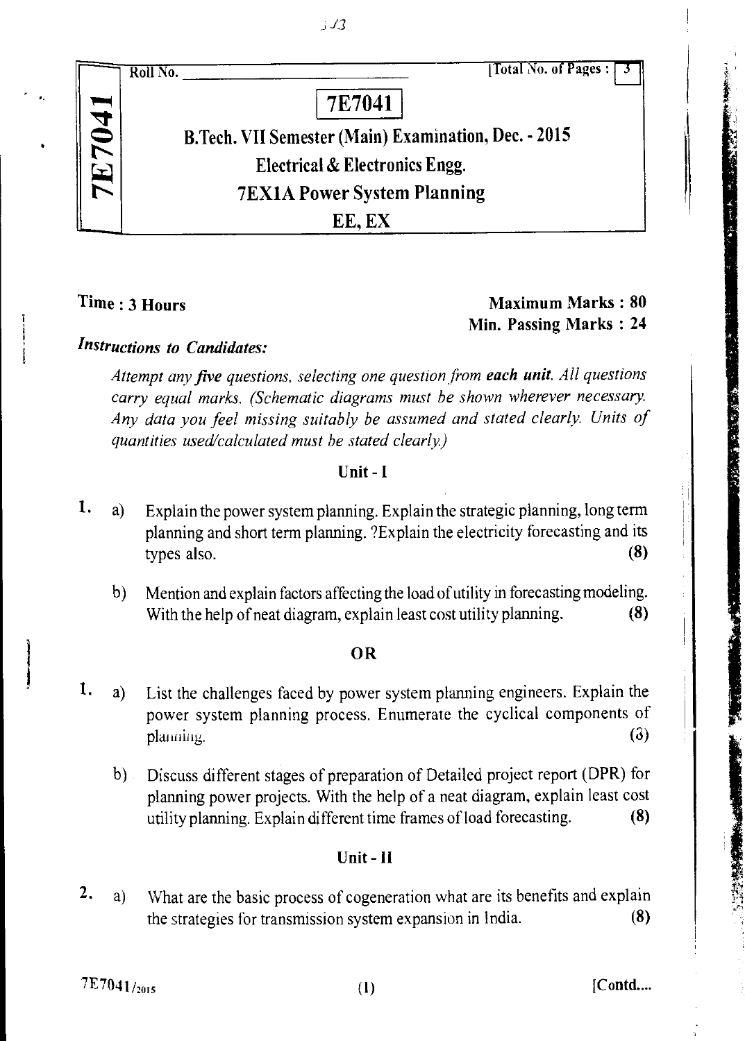Roll No. ______________ [Total No. of Pages : 3

# 7E7041

## B.Tech. VII Semester (Main) Examination, Dec. - 2015

## Electrical & Electronics Engg.

## 7EX1A Power System Planning

## EE, EX

**Time : 3 Hours**

**Maximum Marks : 80**
**Min. Passing Marks : 24**

***Instructions to Candidates:***

*Attempt any **five** questions, selecting one question from **each unit**. All questions carry equal marks. (Schematic diagrams must be shown wherever necessary. Any data you feel missing suitably be assumed and stated clearly. Units of quantities used/calculated must be stated clearly.)*

### Unit - I

1. a) Explain the power system planning. Explain the strategic planning, long term planning and short term planning. ?Explain the electricity forecasting and its types also. **(8)**

   b) Mention and explain factors affecting the load of utility in forecasting modeling. With the help of neat diagram, explain least cost utility planning. **(8)**

**OR**

1. a) List the challenges faced by power system planning engineers. Explain the power system planning process. Enumerate the cyclical components of planning. **(8)**

   b) Discuss different stages of preparation of Detailed project report (DPR) for planning power projects. With the help of a neat diagram, explain least cost utility planning. Explain different time frames of load forecasting. **(8)**

### Unit - II

2. a) What are the basic process of cogeneration what are its benefits and explain the strategies for transmission system expansion in India. **(8)**

7E7041/2015

[Contd....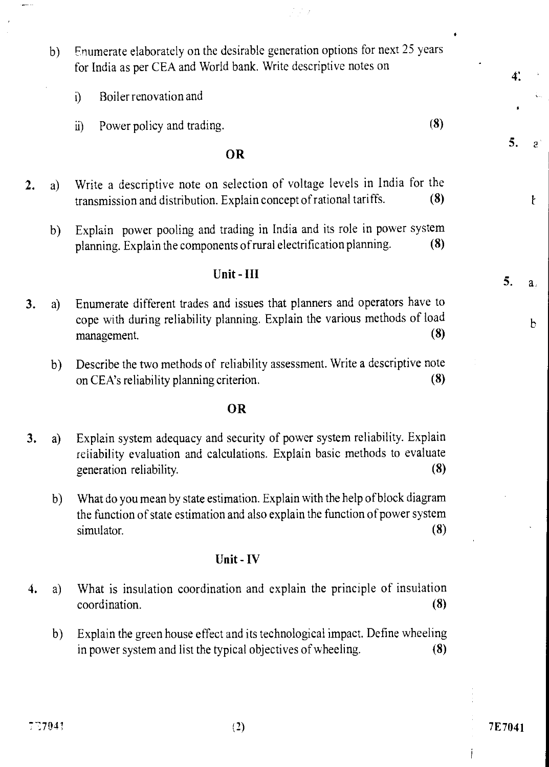b) Enumerate elaborately on the desirable generation options for next 25 years for India as per CEA and World bank. Write descriptive notes on

   i) Boiler renovation and

   ii) Power policy and trading. **(8)**

**OR**

2. a) Write a descriptive note on selection of voltage levels in India for the transmission and distribution. Explain concept of rational tariffs. **(8)**

   b) Explain power pooling and trading in India and its role in power system planning. Explain the components of rural electrification planning. **(8)**

## Unit - III

3. a) Enumerate different trades and issues that planners and operators have to cope with during reliability planning. Explain the various methods of load management. **(8)**

   b) Describe the two methods of reliability assessment. Write a descriptive note on CEA's reliability planning criterion. **(8)**

**OR**

3. a) Explain system adequacy and security of power system reliability. Explain reliability evaluation and calculations. Explain basic methods to evaluate generation reliability. **(8)**

   b) What do you mean by state estimation. Explain with the help of block diagram the function of state estimation and also explain the function of power system simulator. **(8)**

## Unit - IV

4. a) What is insulation coordination and explain the principle of insulation coordination. **(8)**

   b) Explain the green house effect and its technological impact. Define wheeling in power system and list the typical objectives of wheeling. **(8)**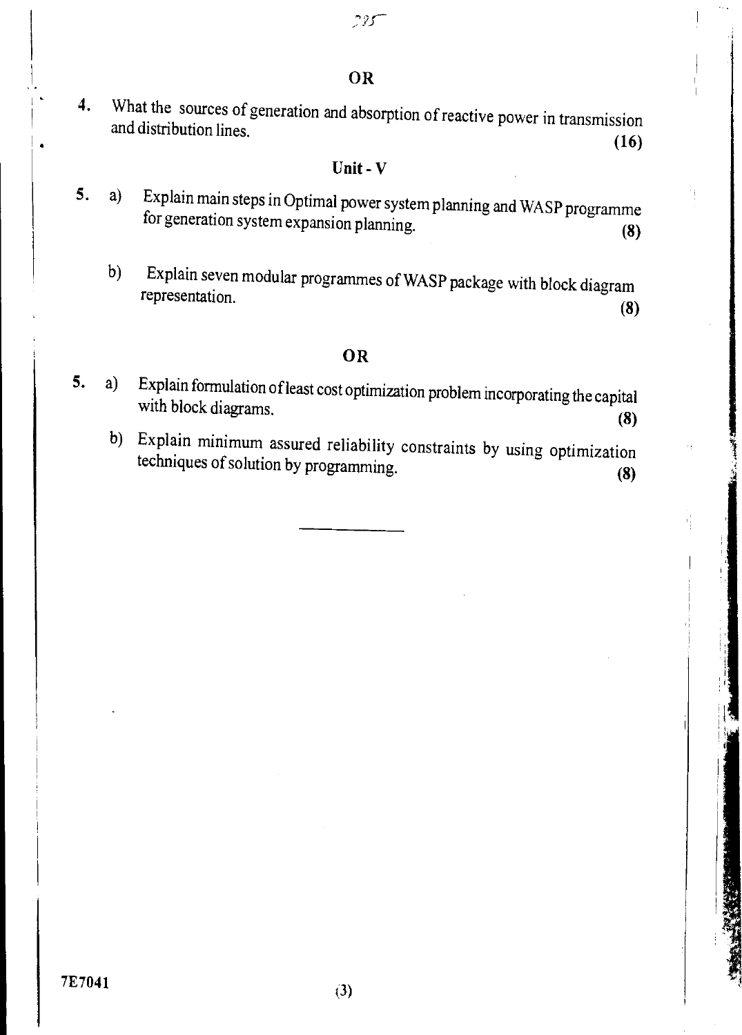**OR**

4. What the sources of generation and absorption of reactive power in transmission and distribution lines. **(16)**

## Unit - V

5. a) Explain main steps in Optimal power system planning and WASP programme for generation system expansion planning. **(8)**

   b) Explain seven modular programmes of WASP package with block diagram representation. **(8)**

**OR**

5. a) Explain formulation of least cost optimization problem incorporating the capital with block diagrams. **(8)**

   b) Explain minimum assured reliability constraints by using optimization techniques of solution by programming. **(8)**

7E7041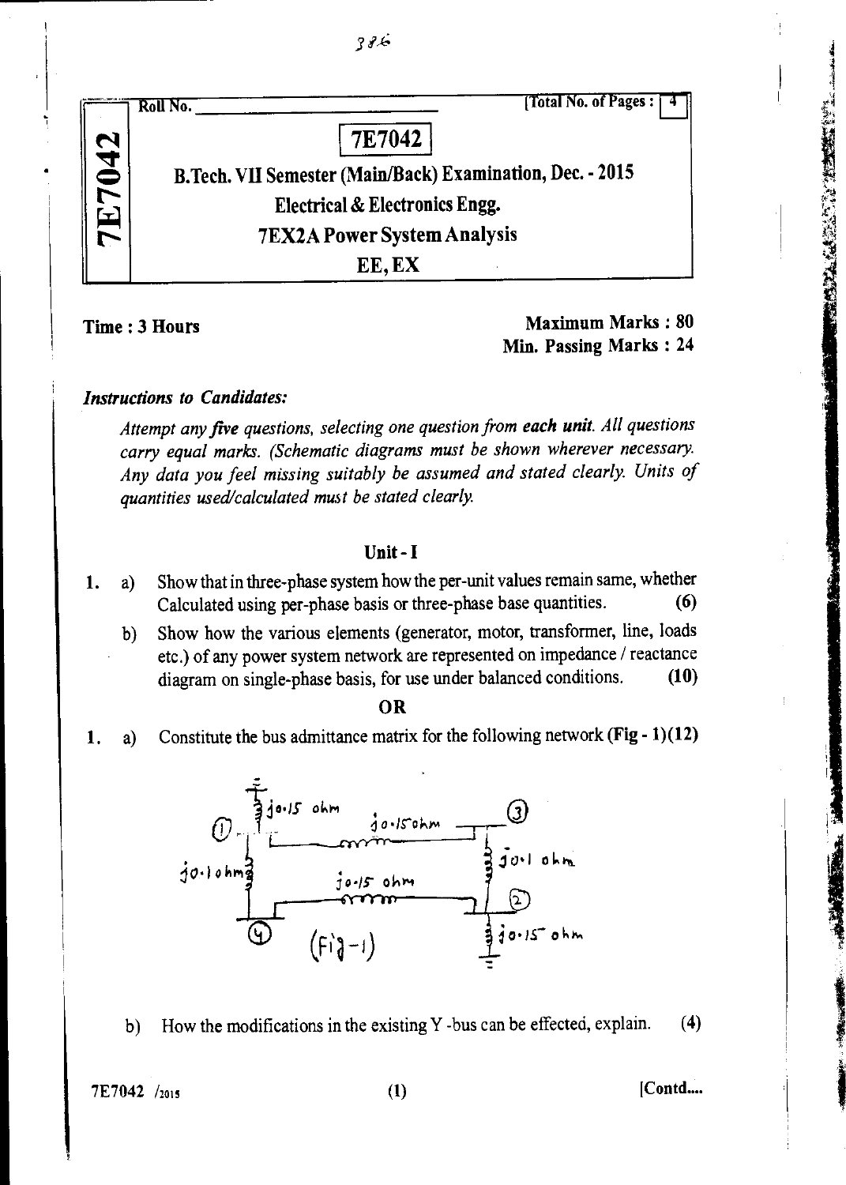Roll No. ______________________ [Total No. of Pages : 4]

# 7E7042

## B.Tech. VII Semester (Main/Back) Examination, Dec. - 2015

## Electrical & Electronics Engg.

## 7EX2A Power System Analysis

## EE, EX

**Time : 3 Hours** 

**Maximum Marks : 80**
**Min. Passing Marks : 24**

***Instructions to Candidates:***

*Attempt any five questions, selecting one question from each unit. All questions carry equal marks. (Schematic diagrams must be shown wherever necessary. Any data you feel missing suitably be assumed and stated clearly. Units of quantities used/calculated must be stated clearly.*

### Unit - I

1. a) Show that in three-phase system how the per-unit values remain same, whether Calculated using per-phase basis or three-phase base quantities. **(6)**

   b) Show how the various elements (generator, motor, transformer, line, loads etc.) of any power system network are represented on impedance / reactance diagram on single-phase basis, for use under balanced conditions. **(10)**

**OR**

1. a) Constitute the bus admittance matrix for the following network **(Fig - 1)(12)**

   (Fig-1): Bus 1 to ground: j0.15 ohm; Bus 1 – Bus 3: j0.15 ohm; Bus 1 – Bus 4: j0.1 ohm; Bus 3 – Bus 2: j0.1 ohm; Bus 4 – Bus 2: j0.15 ohm; Bus 2 to ground: j0.15 ohm

   b) How the modifications in the existing Y -bus can be effected, explain. **(4)**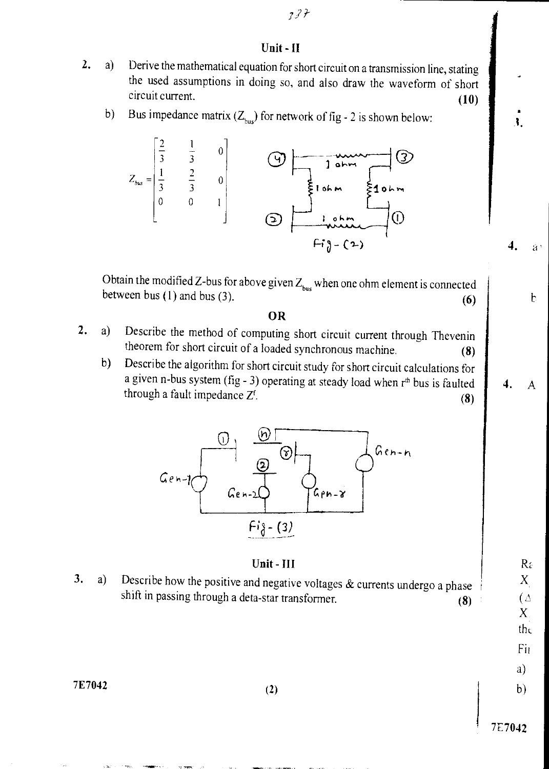## Unit - II

2. a) Derive the mathematical equation for short circuit on a transmission line, stating the used assumptions in doing so, and also draw the waveform of short circuit current. **(10)**

   b) Bus impedance matrix ($Z_{bus}$) for network of fig - 2 is shown below:

$$Z_{bus} = \begin{bmatrix} \frac{2}{3} & \frac{1}{3} & 0 \\ \frac{1}{3} & \frac{2}{3} & 0 \\ 0 & 0 & 1 \end{bmatrix}$$

Fig - (2)

Obtain the modified Z-bus for above given $Z_{bus}$ when one ohm element is connected between bus (1) and bus (3). **(6)**

**OR**

2. a) Describe the method of computing short circuit current through Thevenin theorem for short circuit of a loaded synchronous machine. **(8)**

   b) Describe the algorithm for short circuit study for short circuit calculations for a given n-bus system (fig - 3) operating at steady load when $r^{th}$ bus is faulted through a fault impedance $Z^f$. **(8)**

Fig - (3)

## Unit - III

3. a) Describe how the positive and negative voltages & currents undergo a phase shift in passing through a deta-star transformer. **(8)**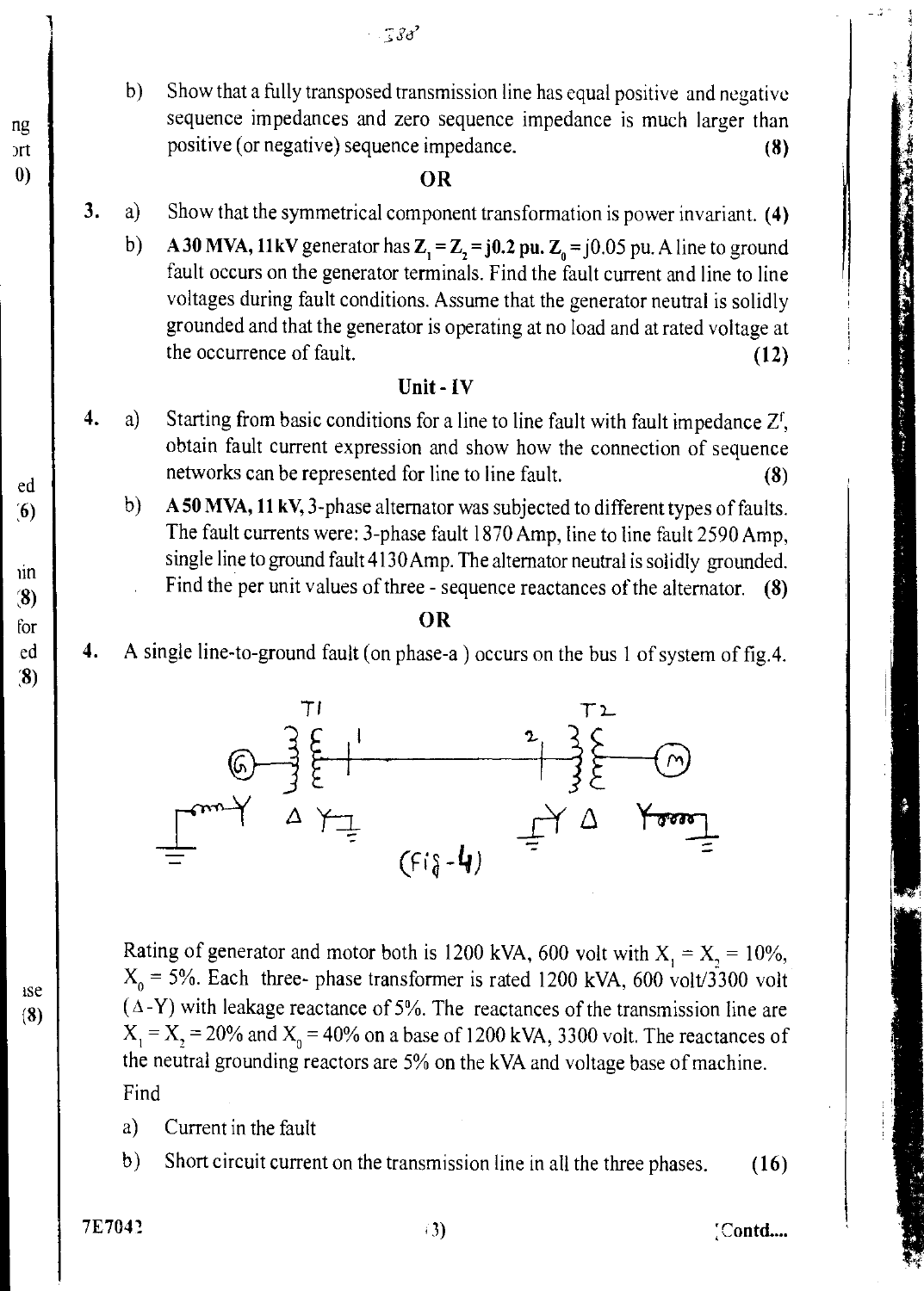b) Show that a fully transposed transmission line has equal positive and negative sequence impedances and zero sequence impedance is much larger than positive (or negative) sequence impedance. **(8)**

**OR**

3. a) Show that the symmetrical component transformation is power invariant. **(4)**

   b) **A 30 MVA, 11kV** generator has **$Z_1 = Z_2 = j0.2$ pu. $Z_0 = j0.05$ pu.** A line to ground fault occurs on the generator terminals. Find the fault current and line to line voltages during fault conditions. Assume that the generator neutral is solidly grounded and that the generator is operating at no load and at rated voltage at the occurrence of fault. **(12)**

### Unit - IV

4. a) Starting from basic conditions for a line to line fault with fault impedance $Z^f$, obtain fault current expression and show how the connection of sequence networks can be represented for line to line fault. **(8)**

   b) **A 50 MVA, 11 kV,** 3-phase alternator was subjected to different types of faults. The fault currents were: 3-phase fault 1870 Amp, line to line fault 2590 Amp, single line to ground fault 4130 Amp. The alternator neutral is solidly grounded. Find the per unit values of three - sequence reactances of the alternator. **(8)**

**OR**

4. A single line-to-ground fault (on phase-a ) occurs on the bus 1 of system of fig.4.

(Fig-4)

Rating of generator and motor both is 1200 kVA, 600 volt with $X_1 = X_2 = 10\%$, $X_0 = 5\%$. Each three- phase transformer is rated 1200 kVA, 600 volt/3300 volt ($\Delta$-Y) with leakage reactance of 5%. The reactances of the transmission line are $X_1 = X_2 = 20\%$ and $X_0 = 40\%$ on a base of 1200 kVA, 3300 volt. The reactances of the neutral grounding reactors are 5% on the kVA and voltage base of machine.

Find

a) Current in the fault

b) Short circuit current on the transmission line in all the three phases. **(16)**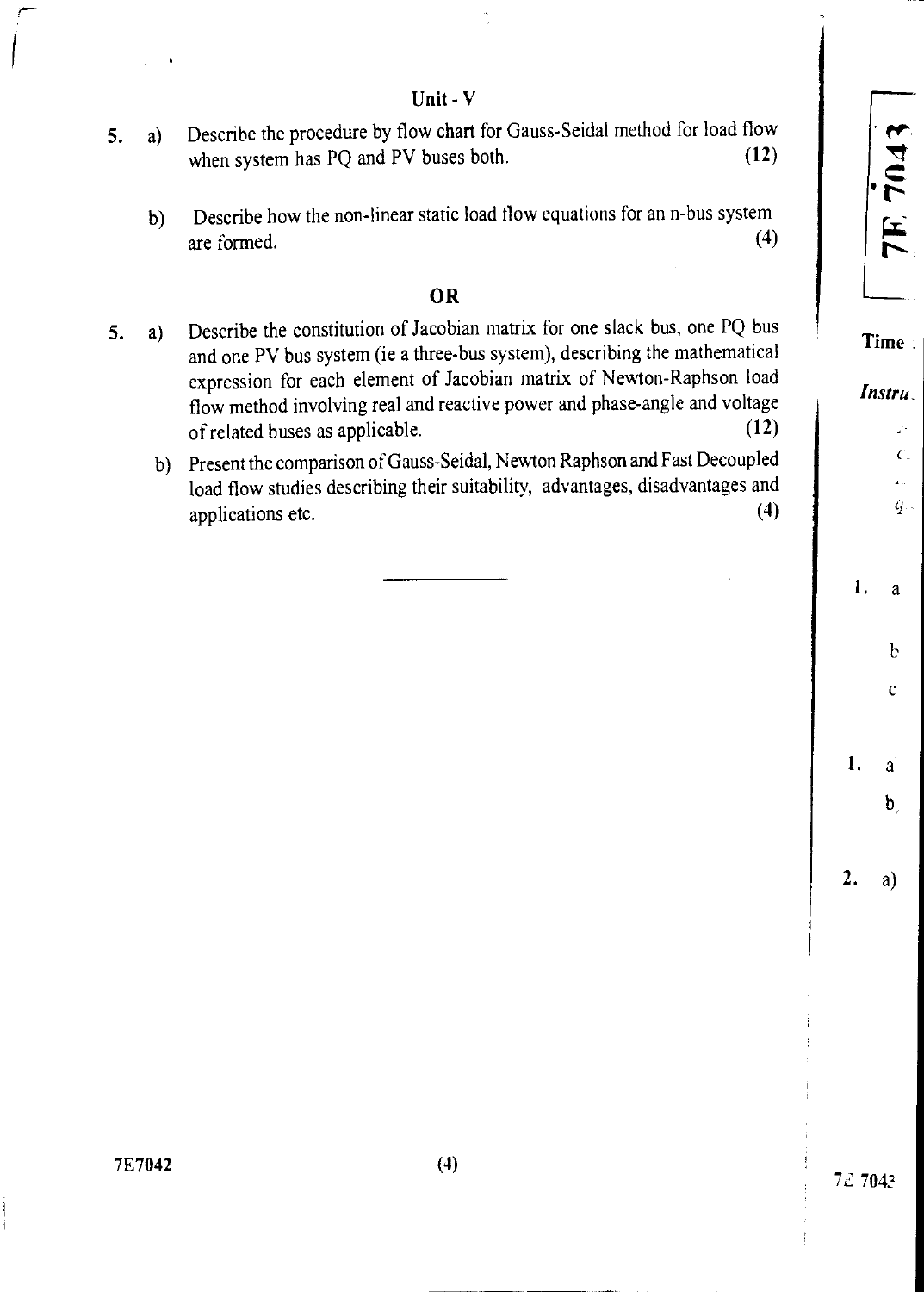## Unit - V

5. a) Describe the procedure by flow chart for Gauss-Seidal method for load flow when system has PQ and PV buses both. **(12)**

   b) Describe how the non-linear static load flow equations for an n-bus system are formed. **(4)**

**OR**

5. a) Describe the constitution of Jacobian matrix for one slack bus, one PQ bus and one PV bus system (ie a three-bus system), describing the mathematical expression for each element of Jacobian matrix of Newton-Raphson load flow method involving real and reactive power and phase-angle and voltage of related buses as applicable. **(12)**

   b) Present the comparison of Gauss-Seidal, Newton Raphson and Fast Decoupled load flow studies describing their suitability, advantages, disadvantages and applications etc. **(4)**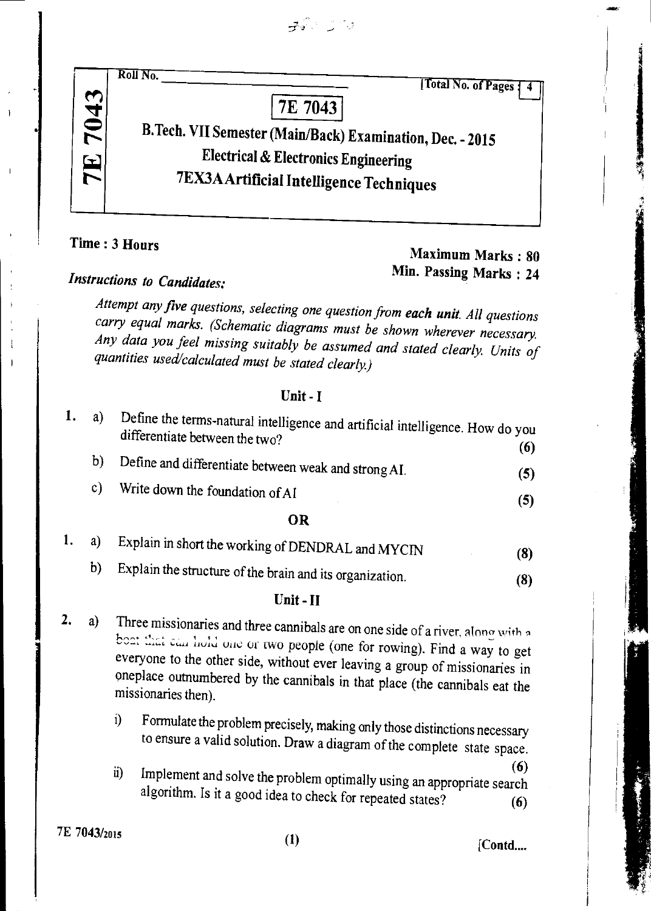Roll No. \_\_\_\_\_\_\_\_\_\_\_\_\_\_\_\_ [Total No. of Pages : 4

# 7E 7043

## B.Tech. VII Semester (Main/Back) Examination, Dec. - 2015

## Electrical & Electronics Engineering

## 7EX3A Artificial Intelligence Techniques

**Time : 3 Hours**

**Maximum Marks : 80**

**Min. Passing Marks : 24**

*Instructions to Candidates:*

*Attempt any five questions, selecting one question from **each unit**. All questions carry equal marks. (Schematic diagrams must be shown wherever necessary. Any data you feel missing suitably be assumed and stated clearly. Units of quantities used/calculated must be stated clearly.)*

### Unit - I

1. a) Define the terms-natural intelligence and artificial intelligence. How do you differentiate between the two? **(6)**

   b) Define and differentiate between weak and strong AI. **(5)**

   c) Write down the foundation of AI **(5)**

**OR**

1. a) Explain in short the working of DENDRAL and MYCIN **(8)**

   b) Explain the structure of the brain and its organization. **(8)**

### Unit - II

2. a) Three missionaries and three cannibals are on one side of a river, along with a boat that can hold one or two people (one for rowing). Find a way to get everyone to the other side, without ever leaving a group of missionaries in oneplace outnumbered by the cannibals in that place (the cannibals eat the missionaries then).

   i) Formulate the problem precisely, making only those distinctions necessary to ensure a valid solution. Draw a diagram of the complete state space. **(6)**

   ii) Implement and solve the problem optimally using an appropriate search algorithm. Is it a good idea to check for repeated states? **(6)**

[Contd....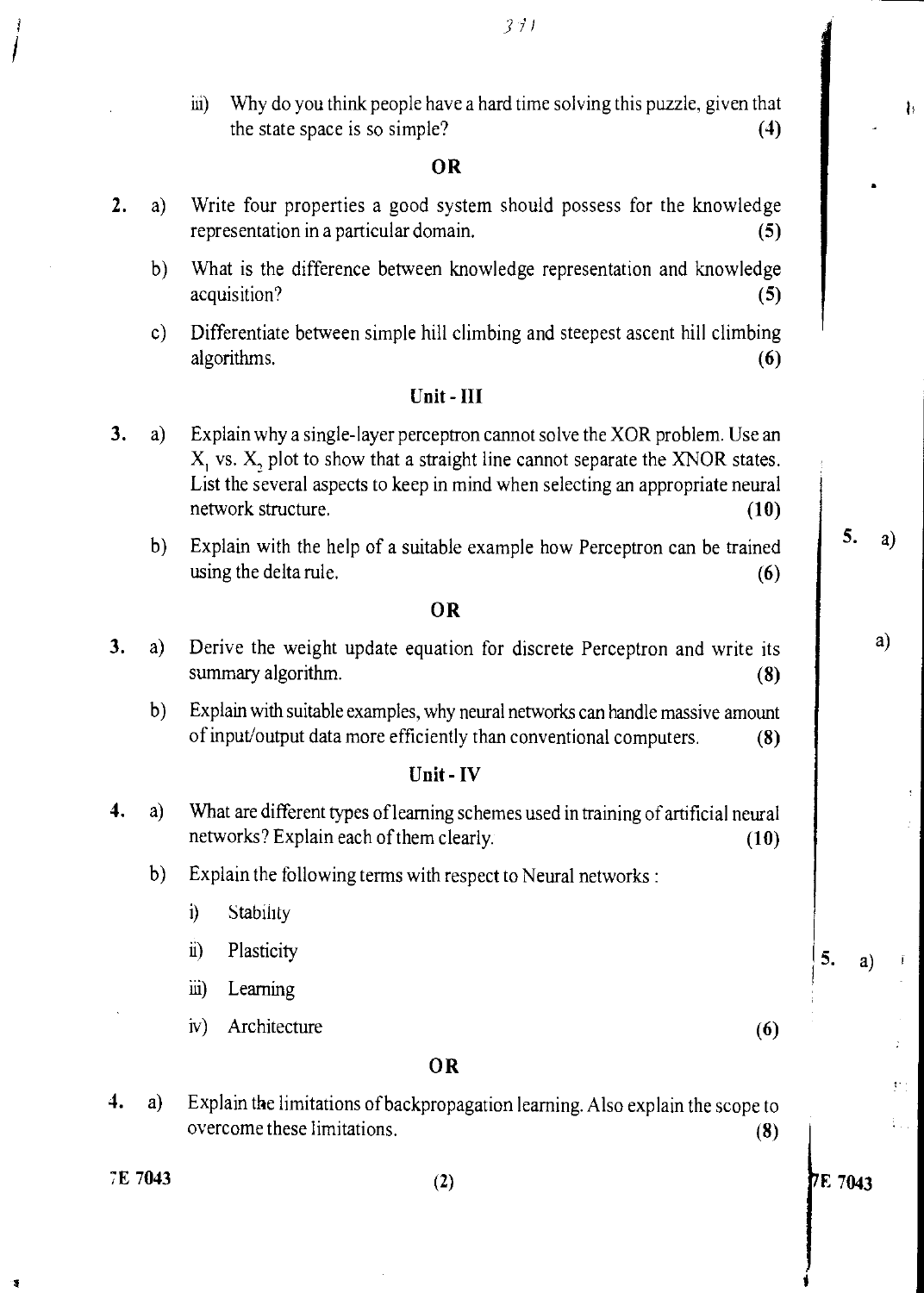iii) Why do you think people have a hard time solving this puzzle, given that the state space is so simple? **(4)**

**OR**

2\. a) Write four properties a good system should possess for the knowledge representation in a particular domain. **(5)**

b) What is the difference between knowledge representation and knowledge acquisition? **(5)**

c) Differentiate between simple hill climbing and steepest ascent hill climbing algorithms. **(6)**

## Unit - III

3\. a) Explain why a single-layer perceptron cannot solve the XOR problem. Use an $X_1$ vs. $X_2$ plot to show that a straight line cannot separate the XNOR states. List the several aspects to keep in mind when selecting an appropriate neural network structure. **(10)**

b) Explain with the help of a suitable example how Perceptron can be trained using the delta rule. **(6)**

**OR**

3\. a) Derive the weight update equation for discrete Perceptron and write its summary algorithm. **(8)**

b) Explain with suitable examples, why neural networks can handle massive amount of input/output data more efficiently than conventional computers. **(8)**

## Unit - IV

4\. a) What are different types of learning schemes used in training of artificial neural networks? Explain each of them clearly. **(10)**

b) Explain the following terms with respect to Neural networks :

i) Stability

ii) Plasticity

iii) Learning

iv) Architecture **(6)**

**OR**

4\. a) Explain the limitations of backpropagation learning. Also explain the scope to overcome these limitations. **(8)**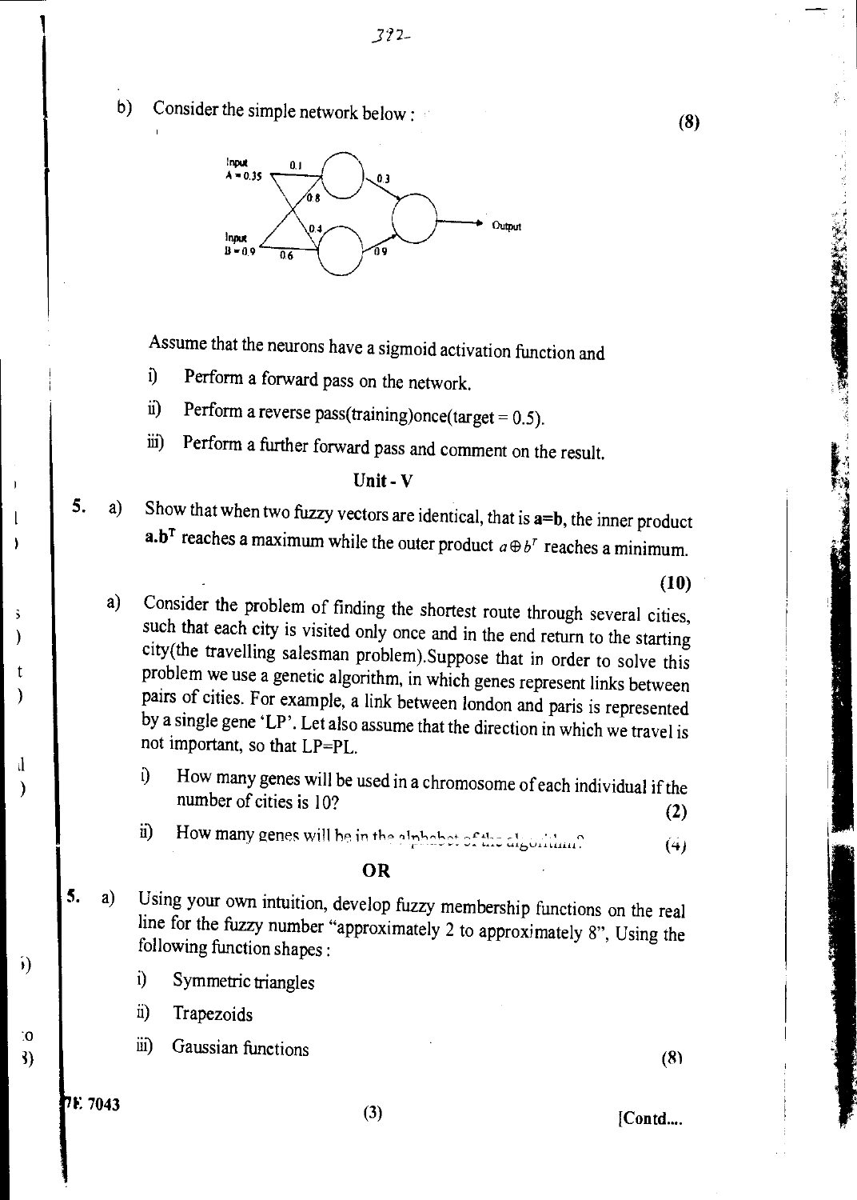b) Consider the simple network below : **(8)**

Assume that the neurons have a sigmoid activation function and

i) Perform a forward pass on the network.

ii) Perform a reverse pass(training)once(target = 0.5).

iii) Perform a further forward pass and comment on the result.

## Unit - V

5. a) Show that when two fuzzy vectors are identical, that is **a=b**, the inner product $\mathbf{a}.\mathbf{b}^T$ reaches a maximum while the outer product $a \oplus b^T$ reaches a minimum.

**(10)**

a) Consider the problem of finding the shortest route through several cities, such that each city is visited only once and in the end return to the starting city(the travelling salesman problem).Suppose that in order to solve this problem we use a genetic algorithm, in which genes represent links between pairs of cities. For example, a link between london and paris is represented by a single gene 'LP'. Let also assume that the direction in which we travel is not important, so that LP=PL.

i) How many genes will be used in a chromosome of each individual if the number of cities is 10? **(2)**

ii) How many genes will be in the alphabet of the algorithm? **(4)**

**OR**

5. a) Using your own intuition, develop fuzzy membership functions on the real line for the fuzzy number "approximately 2 to approximately 8", Using the following function shapes :

i) Symmetric triangles

ii) Trapezoids

iii) Gaussian functions **(8)**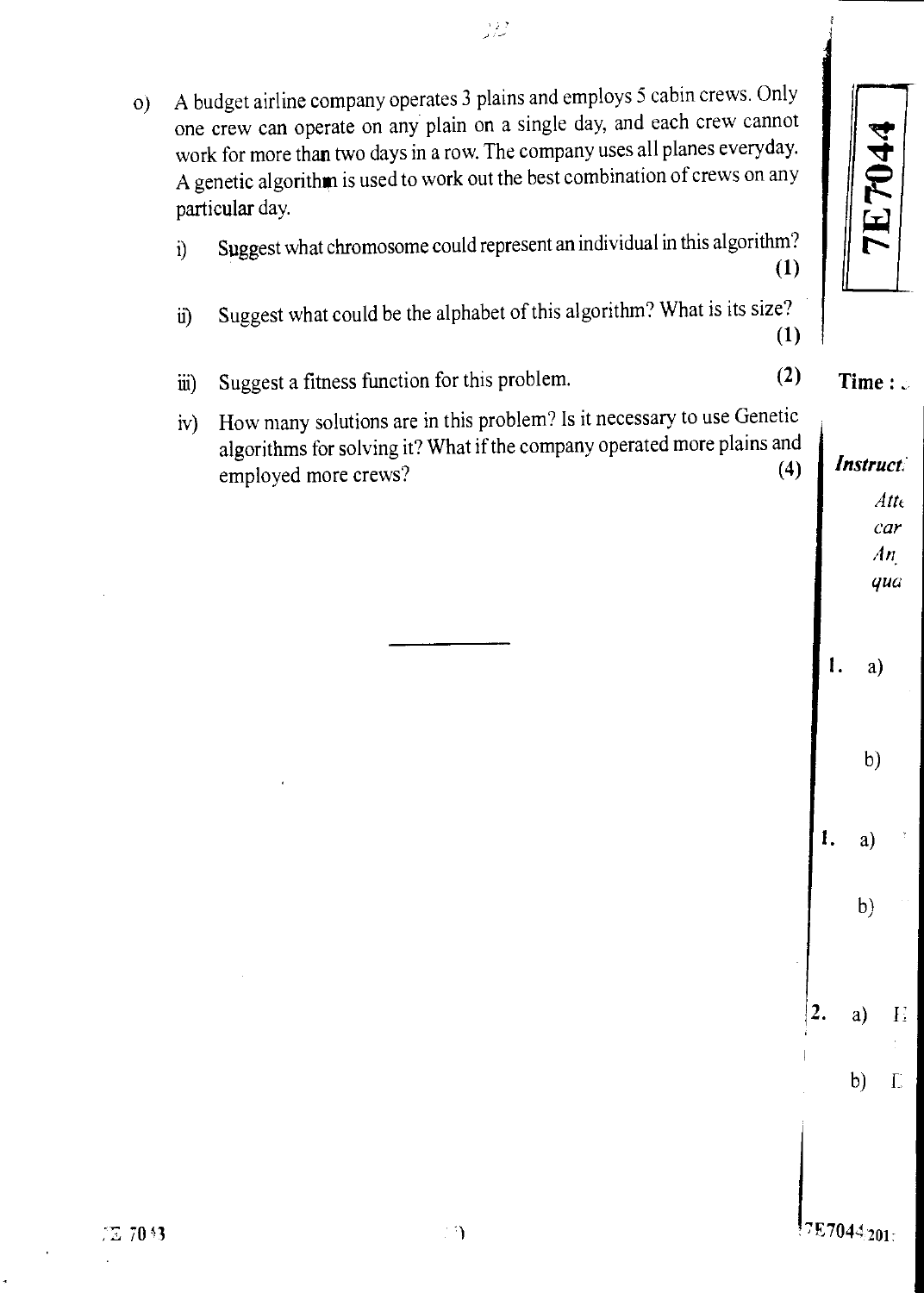o) A budget airline company operates 3 plains and employs 5 cabin crews. Only one crew can operate on any plain on a single day, and each crew cannot work for more than two days in a row. The company uses all planes everyday. A genetic algorithm is used to work out the best combination of crews on any particular day.

   i) Suggest what chromosome could represent an individual in this algorithm? **(1)**

   ii) Suggest what could be the alphabet of this algorithm? What is its size? **(1)**

   iii) Suggest a fitness function for this problem. **(2)**

   iv) How many solutions are in this problem? Is it necessary to use Genetic algorithms for solving it? What if the company operated more plains and employed more crews? **(4)**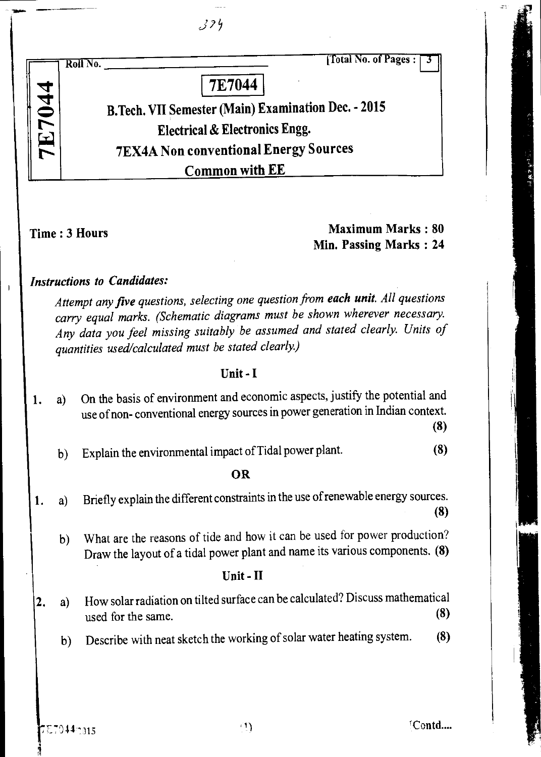Roll No. \_\_\_\_\_\_\_\_\_\_\_\_\_\_\_\_ [Total No. of Pages : 3]

# 7E7044

## B.Tech. VII Semester (Main) Examination Dec. - 2015

## Electrical & Electronics Engg.

## 7EX4A Non conventional Energy Sources

## Common with EE

**Time : 3 Hours**

**Maximum Marks : 80**

**Min. Passing Marks : 24**

***Instructions to Candidates:***

*Attempt any **five** questions, selecting one question from **each unit**. All questions carry equal marks. (Schematic diagrams must be shown wherever necessary. Any data you feel missing suitably be assumed and stated clearly. Units of quantities used/calculated must be stated clearly.)*

### Unit - I

1. a) On the basis of environment and economic aspects, justify the potential and use of non- conventional energy sources in power generation in Indian context. **(8)**

   b) Explain the environmental impact of Tidal power plant. **(8)**

**OR**

1. a) Briefly explain the different constraints in the use of renewable energy sources. **(8)**

   b) What are the reasons of tide and how it can be used for power production? Draw the layout of a tidal power plant and name its various components. **(8)**

### Unit - II

2. a) How solar radiation on tilted surface can be calculated? Discuss mathematical used for the same. **(8)**

   b) Describe with neat sketch the working of solar water heating system. **(8)**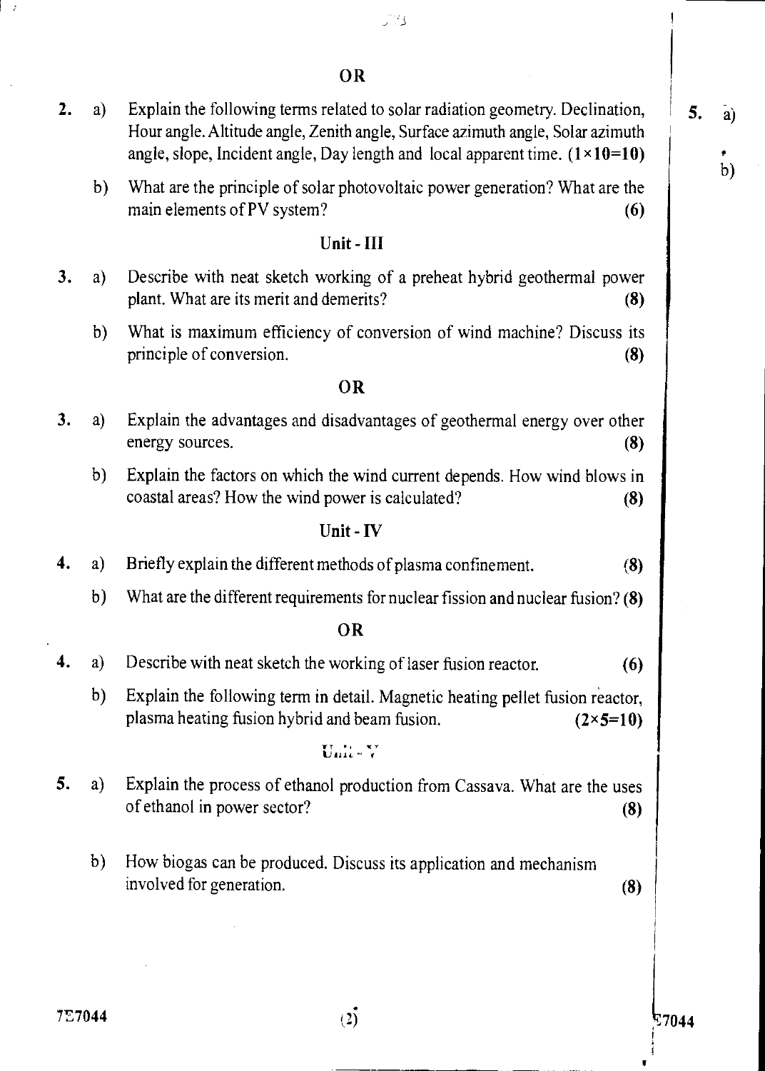**OR**

2. a) Explain the following terms related to solar radiation geometry. Declination, Hour angle. Altitude angle, Zenith angle, Surface azimuth angle, Solar azimuth angle, slope, Incident angle, Day length and local apparent time. **(1×10=10)**

   b) What are the principle of solar photovoltaic power generation? What are the main elements of PV system? **(6)**

## Unit - III

3. a) Describe with neat sketch working of a preheat hybrid geothermal power plant. What are its merit and demerits? **(8)**

   b) What is maximum efficiency of conversion of wind machine? Discuss its principle of conversion. **(8)**

**OR**

3. a) Explain the advantages and disadvantages of geothermal energy over other energy sources. **(8)**

   b) Explain the factors on which the wind current depends. How wind blows in coastal areas? How the wind power is calculated? **(8)**

## Unit - IV

4. a) Briefly explain the different methods of plasma confinement. **(8)**

   b) What are the different requirements for nuclear fission and nuclear fusion? **(8)**

**OR**

4. a) Describe with neat sketch the working of laser fusion reactor. **(6)**

   b) Explain the following term in detail. Magnetic heating pellet fusion reactor, plasma heating fusion hybrid and beam fusion. **(2×5=10)**

## Unit - V

5. a) Explain the process of ethanol production from Cassava. What are the uses of ethanol in power sector? **(8)**

   b) How biogas can be produced. Discuss its application and mechanism involved for generation. **(8)**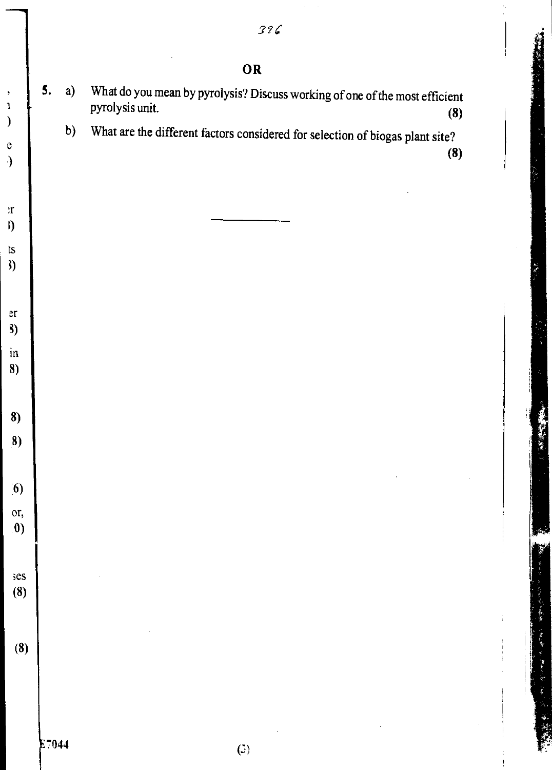**OR**

5\. a) What do you mean by pyrolysis? Discuss working of one of the most efficient pyrolysis unit. **(8)**

b) What are the different factors considered for selection of biogas plant site? **(8)**

---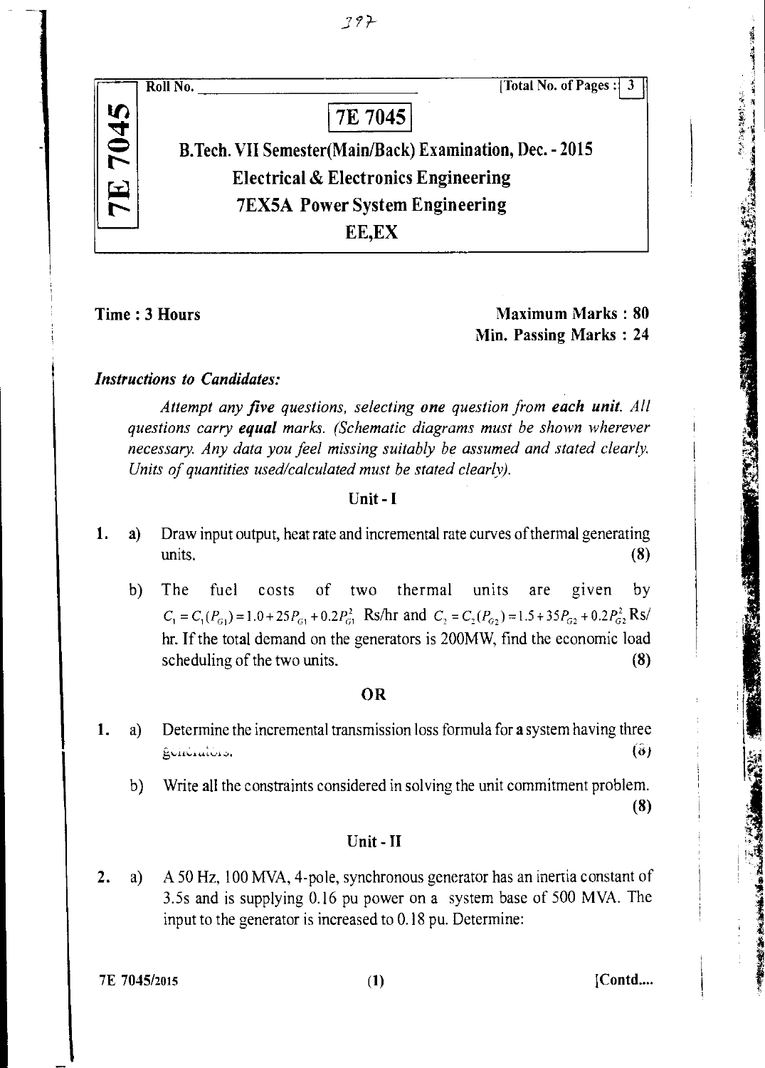Roll No. ______________________ [Total No. of Pages : 3

# 7E 7045

## B.Tech. VII Semester(Main/Back) Examination, Dec. - 2015
## Electrical & Electronics Engineering
## 7EX5A Power System Engineering
## EE,EX

**Time : 3 Hours** **Maximum Marks : 80**
**Min. Passing Marks : 24**

***Instructions to Candidates:***

*Attempt any **five** questions, selecting **one** question from **each unit**. All questions carry **equal** marks. (Schematic diagrams must be shown wherever necessary. Any data you feel missing suitably be assumed and stated clearly. Units of quantities used/calculated must be stated clearly).*

### Unit - I

1. a) Draw input output, heat rate and incremental rate curves of thermal generating units. **(8)**

   b) The fuel costs of two thermal units are given by $C_1 = C_1(P_{G1}) = 1.0 + 25P_{G1} + 0.2P_{G1}^2$ Rs/hr and $C_2 = C_2(P_{G2}) = 1.5 + 35P_{G2} + 0.2P_{G2}^2$ Rs/hr. If the total demand on the generators is 200MW, find the economic load scheduling of the two units. **(8)**

**OR**

1. a) Determine the incremental transmission loss formula for a system having three generators. **(8)**

   b) Write all the constraints considered in solving the unit commitment problem. **(8)**

### Unit - II

2. a) A 50 Hz, 100 MVA, 4-pole, synchronous generator has an inertia constant of 3.5s and is supplying 0.16 pu power on a system base of 500 MVA. The input to the generator is increased to 0.18 pu. Determine: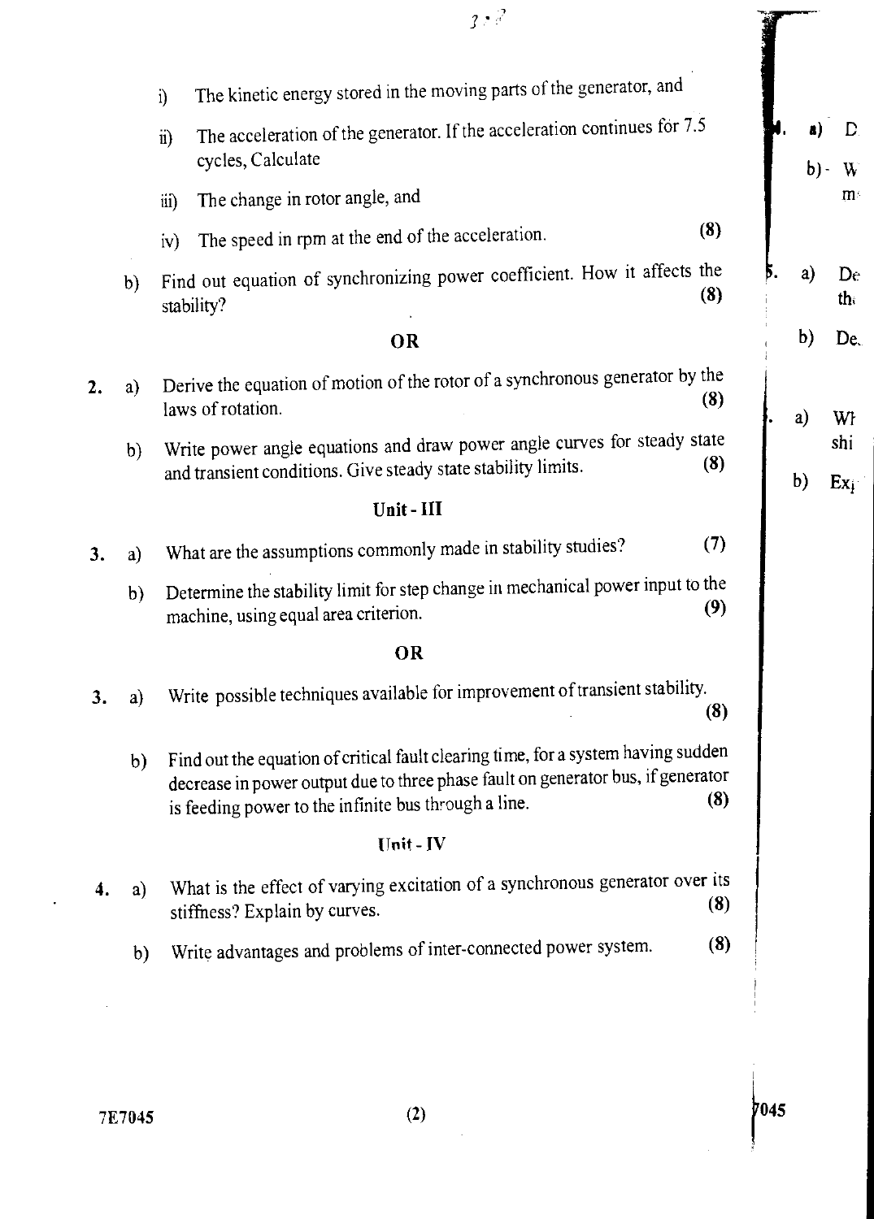i) The kinetic energy stored in the moving parts of the generator, and

ii) The acceleration of the generator. If the acceleration continues for 7.5 cycles, Calculate

iii) The change in rotor angle, and

iv) The speed in rpm at the end of the acceleration. **(8)**

b) Find out equation of synchronizing power coefficient. How it affects the stability? **(8)**

**OR**

2. a) Derive the equation of motion of the rotor of a synchronous generator by the laws of rotation. **(8)**

   b) Write power angle equations and draw power angle curves for steady state and transient conditions. Give steady state stability limits. **(8)**

## Unit - III

3. a) What are the assumptions commonly made in stability studies? **(7)**

   b) Determine the stability limit for step change in mechanical power input to the machine, using equal area criterion. **(9)**

**OR**

3. a) Write possible techniques available for improvement of transient stability. **(8)**

   b) Find out the equation of critical fault clearing time, for a system having sudden decrease in power output due to three phase fault on generator bus, if generator is feeding power to the infinite bus through a line. **(8)**

## Unit - IV

4. a) What is the effect of varying excitation of a synchronous generator over its stiffness? Explain by curves. **(8)**

   b) Write advantages and problems of inter-connected power system. **(8)**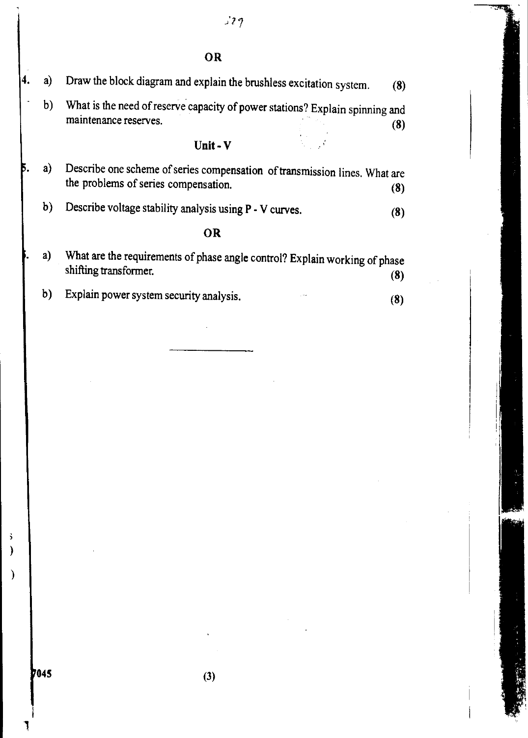**OR**

4. a) Draw the block diagram and explain the brushless excitation system. **(8)**

   b) What is the need of reserve capacity of power stations? Explain spinning and maintenance reserves. **(8)**

## Unit - V

5. a) Describe one scheme of series compensation of transmission lines. What are the problems of series compensation. **(8)**

   b) Describe voltage stability analysis using P - V curves. **(8)**

**OR**

6. a) What are the requirements of phase angle control? Explain working of phase shifting transformer. **(8)**

   b) Explain power system security analysis. **(8)**

---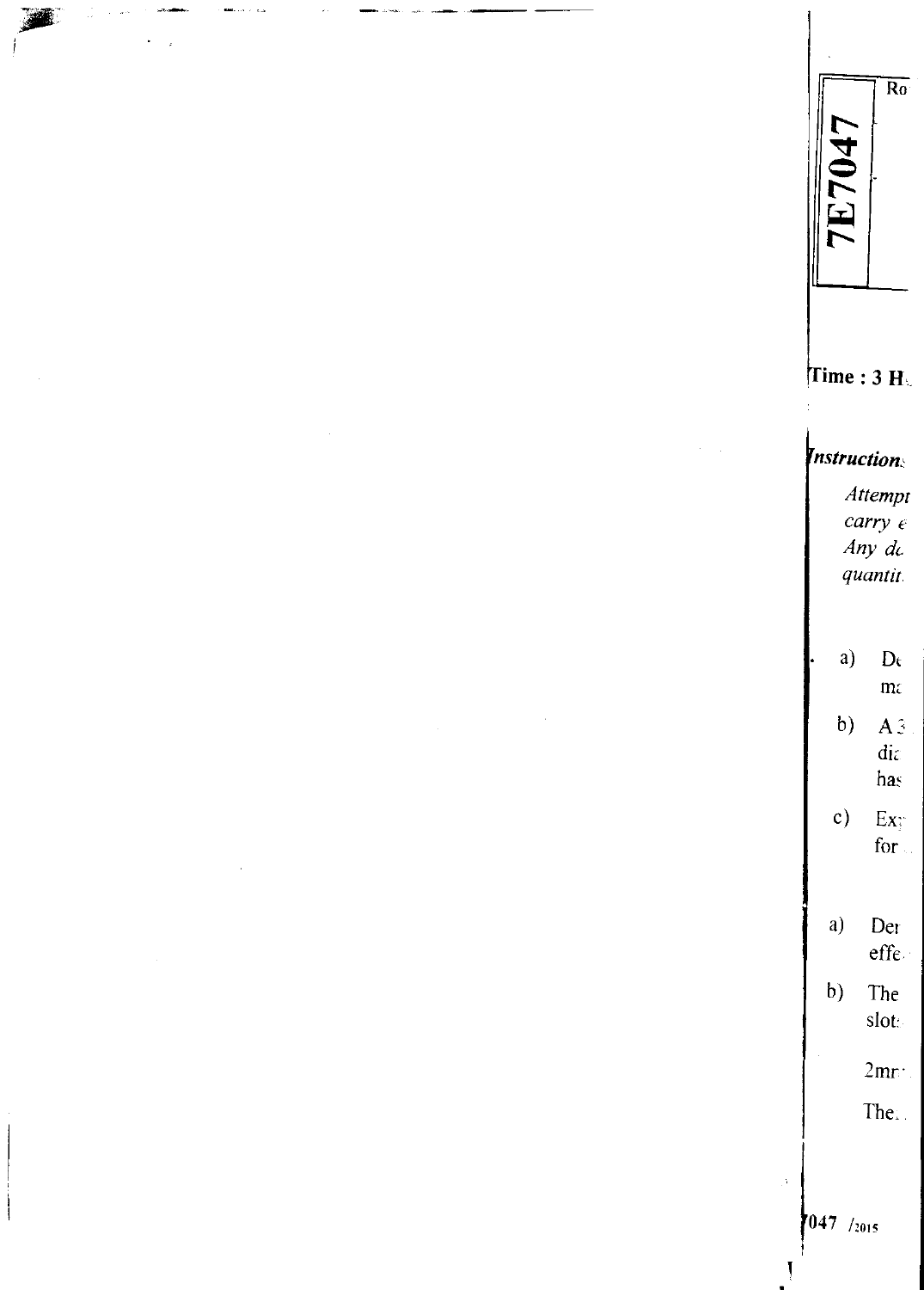7E7047

Ro

Time : 3 H

*Instruction*

*Attempt*
*carry e*
*Any dc*
*quantit*

a) De
ma

b) A 3
dia
has

c) Exp
for

a) Der
effe

b) The
slots

2mm

The

047 /2015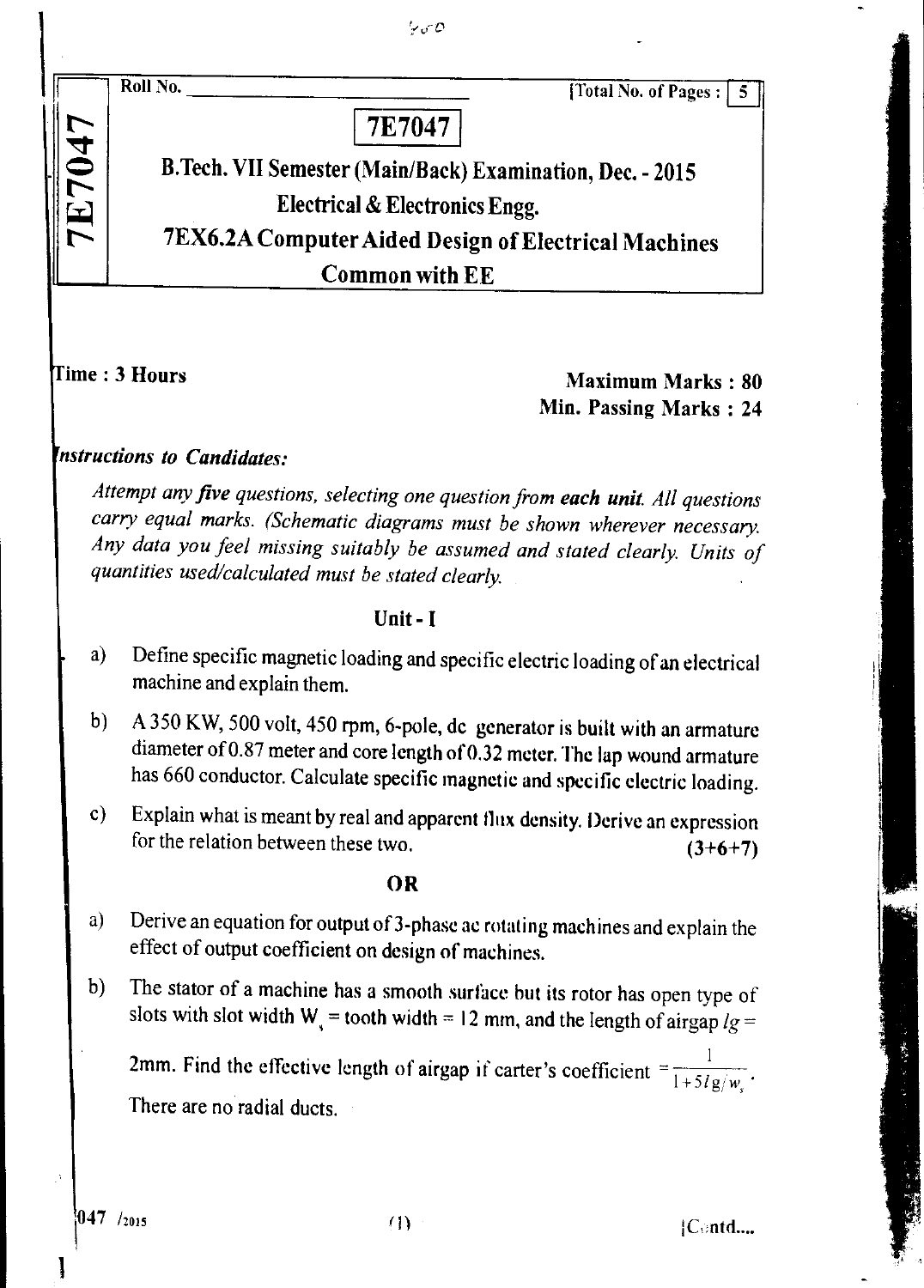Roll No. ____________________ [Total No. of Pages : 5]

# 7E7047

## B.Tech. VII Semester (Main/Back) Examination, Dec. - 2015

## Electrical & Electronics Engg.

## 7EX6.2A Computer Aided Design of Electrical Machines

## Common with EE

**Time : 3 Hours**

**Maximum Marks : 80**

**Min. Passing Marks : 24**

***Instructions to Candidates:***

*Attempt any **five** questions, selecting one question from **each unit**. All questions carry equal marks. (Schematic diagrams must be shown wherever necessary. Any data you feel missing suitably be assumed and stated clearly. Units of quantities used/calculated must be stated clearly.*

### Unit - I

1. a) Define specific magnetic loading and specific electric loading of an electrical machine and explain them.

   b) A 350 KW, 500 volt, 450 rpm, 6-pole, dc generator is built with an armature diameter of 0.87 meter and core length of 0.32 meter. The lap wound armature has 660 conductor. Calculate specific magnetic and specific electric loading.

   c) Explain what is meant by real and apparent flux density. Derive an expression for the relation between these two. **(3+6+7)**

**OR**

   a) Derive an equation for output of 3-phase ac rotating machines and explain the effect of output coefficient on design of machines.

   b) The stator of a machine has a smooth surface but its rotor has open type of slots with slot width $W_s$ = tooth width = 12 mm, and the length of airgap $lg$ = 2mm. Find the effective length of airgap if carter's coefficient $= \frac{1}{1+5lg/w_s}$.

   There are no radial ducts.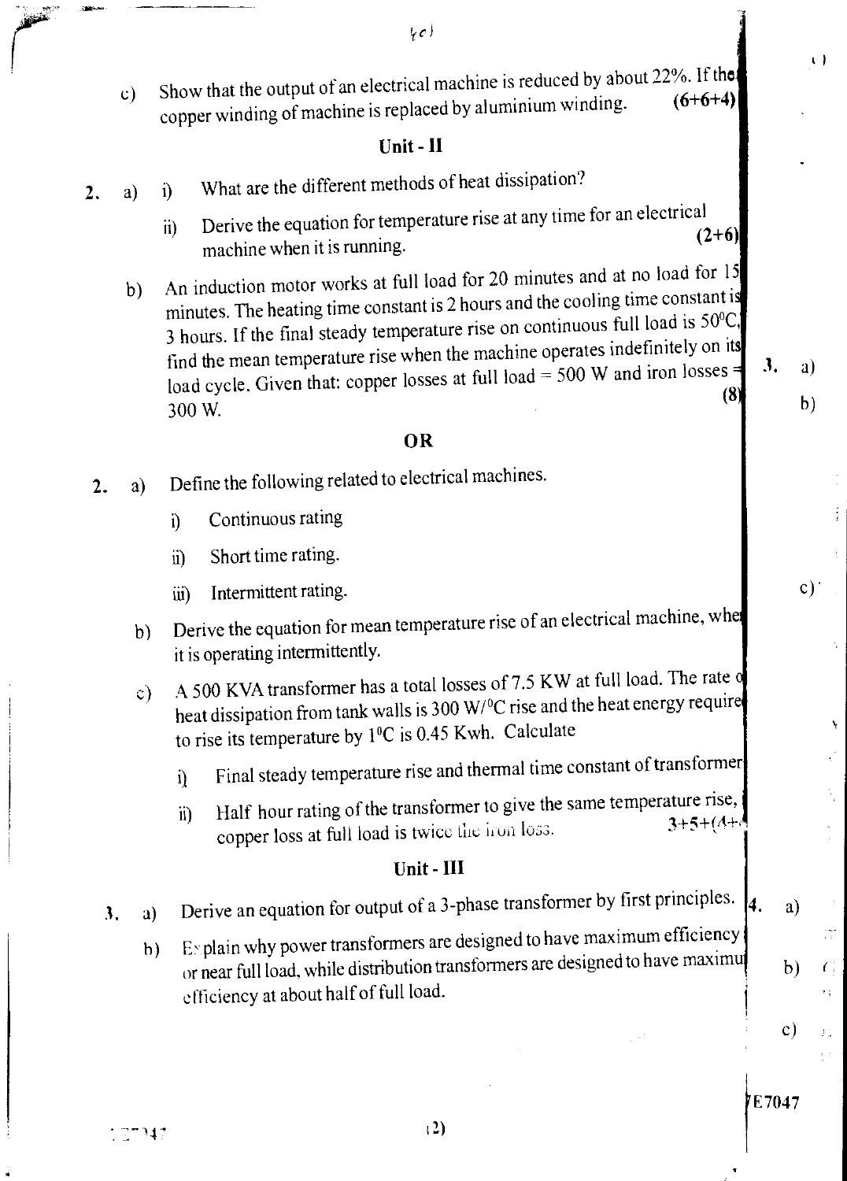c) Show that the output of an electrical machine is reduced by about 22%. If the copper winding of machine is replaced by aluminium winding. **(6+6+4)**

## Unit - II

2. a) i) What are the different methods of heat dissipation?

   ii) Derive the equation for temperature rise at any time for an electrical machine when it is running. **(2+6)**

   b) An induction motor works at full load for 20 minutes and at no load for 15 minutes. The heating time constant is 2 hours and the cooling time constant is 3 hours. If the final steady temperature rise on continuous full load is 50°C, find the mean temperature rise when the machine operates indefinitely on its load cycle. Given that: copper losses at full load = 500 W and iron losses = 300 W. **(8)**

**OR**

2. a) Define the following related to electrical machines.

   i) Continuous rating

   ii) Short time rating.

   iii) Intermittent rating.

   b) Derive the equation for mean temperature rise of an electrical machine, whe it is operating intermittently.

   c) A 500 KVA transformer has a total losses of 7.5 KW at full load. The rate o heat dissipation from tank walls is 300 W/°C rise and the heat energy require to rise its temperature by 1°C is 0.45 Kwh. Calculate

   i) Final steady temperature rise and thermal time constant of transformer

   ii) Half hour rating of the transformer to give the same temperature rise, copper loss at full load is twice the iron loss. **3+5+(4+**

## Unit - III

3. a) Derive an equation for output of a 3-phase transformer by first principles.

   b) Explain why power transformers are designed to have maximum efficiency or near full load, while distribution transformers are designed to have maximu efficiency at about half of full load.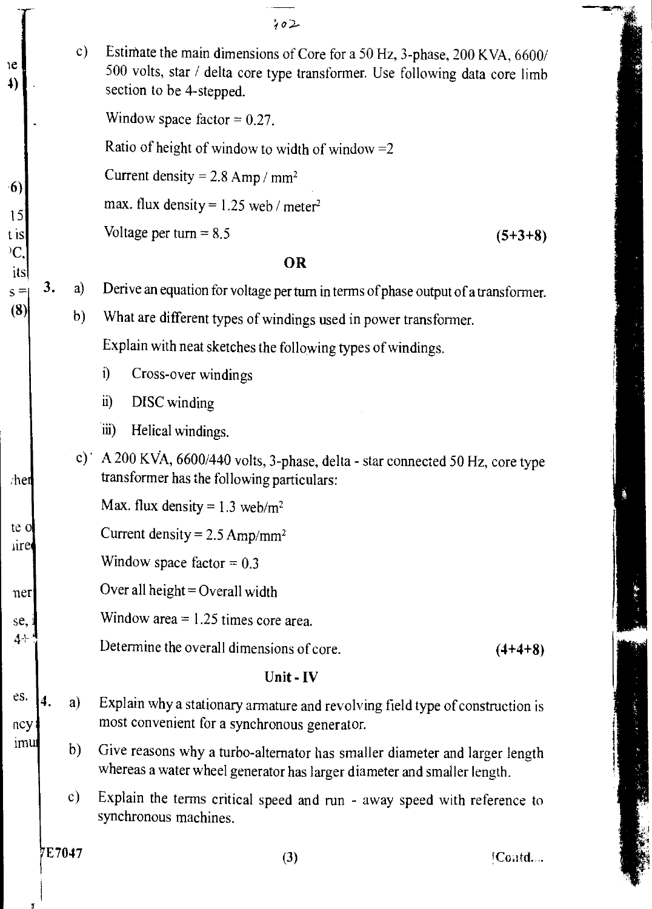c) Estimate the main dimensions of Core for a 50 Hz, 3-phase, 200 KVA, 6600/500 volts, star / delta core type transformer. Use following data core limb section to be 4-stepped.

Window space factor = 0.27.

Ratio of height of window to width of window =2

Current density = 2.8 Amp / $mm^2$

max. flux density = 1.25 web / $meter^2$

Voltage per turn = 8.5 **(5+3+8)**

**OR**

3. a) Derive an equation for voltage per turn in terms of phase output of a transformer.

b) What are different types of windings used in power transformer.

Explain with neat sketches the following types of windings.

i) Cross-over windings

ii) DISC winding

iii) Helical windings.

c) A 200 KVA, 6600/440 volts, 3-phase, delta - star connected 50 Hz, core type transformer has the following particulars:

Max. flux density = 1.3 web/$m^2$

Current density = 2.5 Amp/$mm^2$

Window space factor = 0.3

Over all height = Overall width

Window area = 1.25 times core area.

Determine the overall dimensions of core. **(4+4+8)**

## Unit - IV

4. a) Explain why a stationary armature and revolving field type of construction is most convenient for a synchronous generator.

b) Give reasons why a turbo-alternator has smaller diameter and larger length whereas a water wheel generator has larger diameter and smaller length.

c) Explain the terms critical speed and run - away speed with reference to synchronous machines.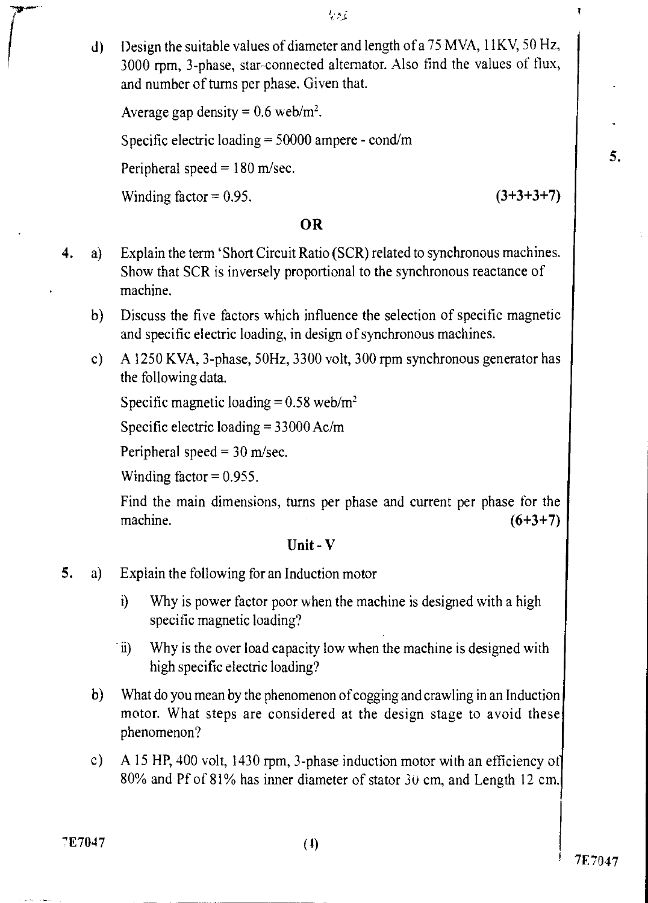d) Design the suitable values of diameter and length of a 75 MVA, 11KV, 50 Hz, 3000 rpm, 3-phase, star-connected alternator. Also find the values of flux, and number of turns per phase. Given that.

Average gap density = 0.6 web/m$^2$.

Specific electric loading = 50000 ampere - cond/m

Peripheral speed = 180 m/sec.

Winding factor = 0.95. **(3+3+3+7)**

**OR**

4. a) Explain the term 'Short Circuit Ratio (SCR) related to synchronous machines. Show that SCR is inversely proportional to the synchronous reactance of machine.

   b) Discuss the five factors which influence the selection of specific magnetic and specific electric loading, in design of synchronous machines.

   c) A 1250 KVA, 3-phase, 50Hz, 3300 volt, 300 rpm synchronous generator has the following data.

   Specific magnetic loading = 0.58 web/m$^2$

   Specific electric loading = 33000 Ac/m

   Peripheral speed = 30 m/sec.

   Winding factor = 0.955.

   Find the main dimensions, turns per phase and current per phase for the machine. **(6+3+7)**

## Unit - V

5. a) Explain the following for an Induction motor

   i) Why is power factor poor when the machine is designed with a high specific magnetic loading?

   ii) Why is the over load capacity low when the machine is designed with high specific electric loading?

   b) What do you mean by the phenomenon of cogging and crawling in an Induction motor. What steps are considered at the design stage to avoid these phenomenon?

   c) A 15 HP, 400 volt, 1430 rpm, 3-phase induction motor with an efficiency of 80% and Pf of 81% has inner diameter of stator 30 cm, and Length 12 cm.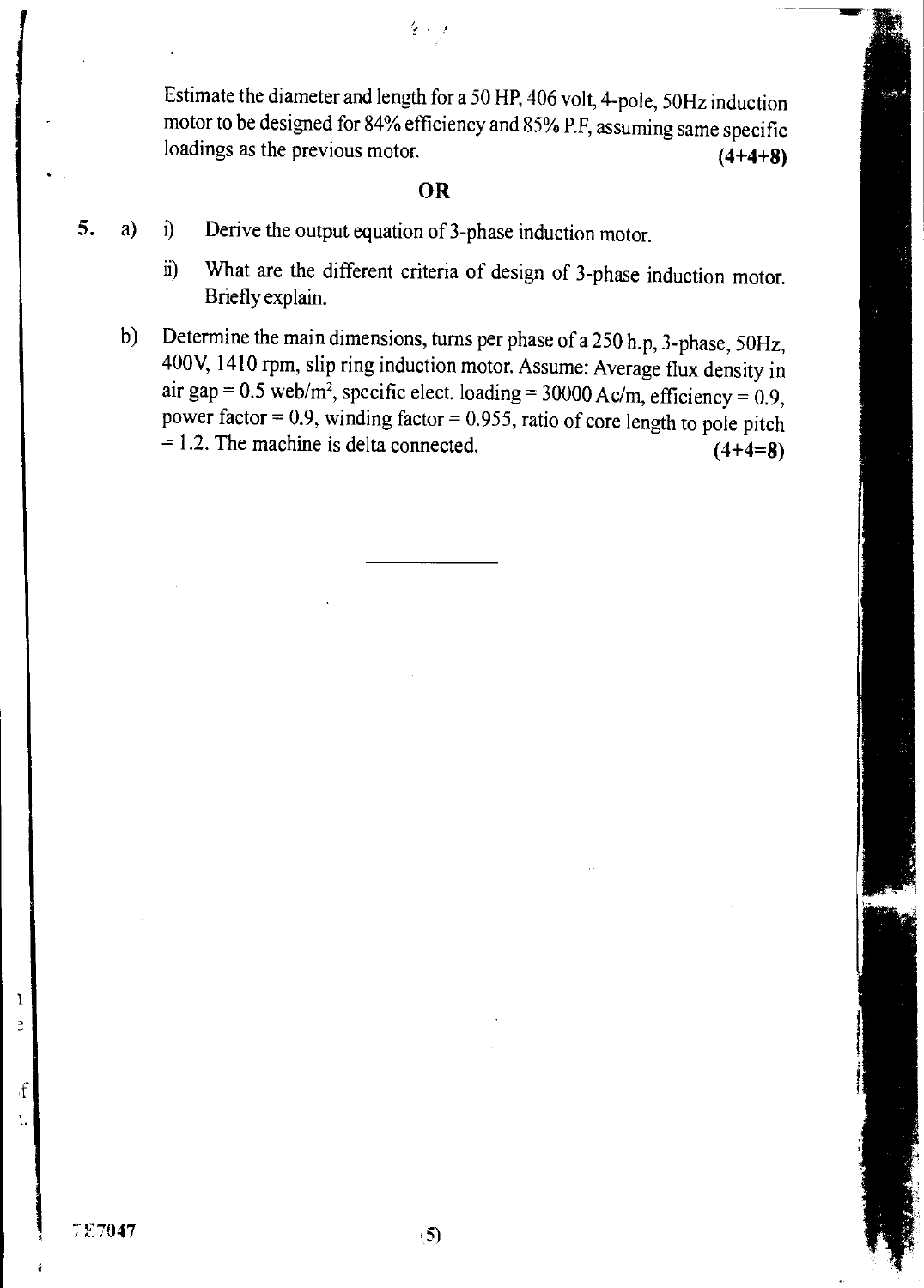Estimate the diameter and length for a 50 HP, 406 volt, 4-pole, 50Hz induction motor to be designed for 84% efficiency and 85% P.F, assuming same specific loadings as the previous motor. **(4+4+8)**

**OR**

5. a) i) Derive the output equation of 3-phase induction motor.

   ii) What are the different criteria of design of 3-phase induction motor. Briefly explain.

   b) Determine the main dimensions, turns per phase of a 250 h.p, 3-phase, 50Hz, 400V, 1410 rpm, slip ring induction motor. Assume: Average flux density in air gap = 0.5 web/m$^2$, specific elect. loading = 30000 Ac/m, efficiency = 0.9, power factor = 0.9, winding factor = 0.955, ratio of core length to pole pitch = 1.2. The machine is delta connected. **(4+4=8)**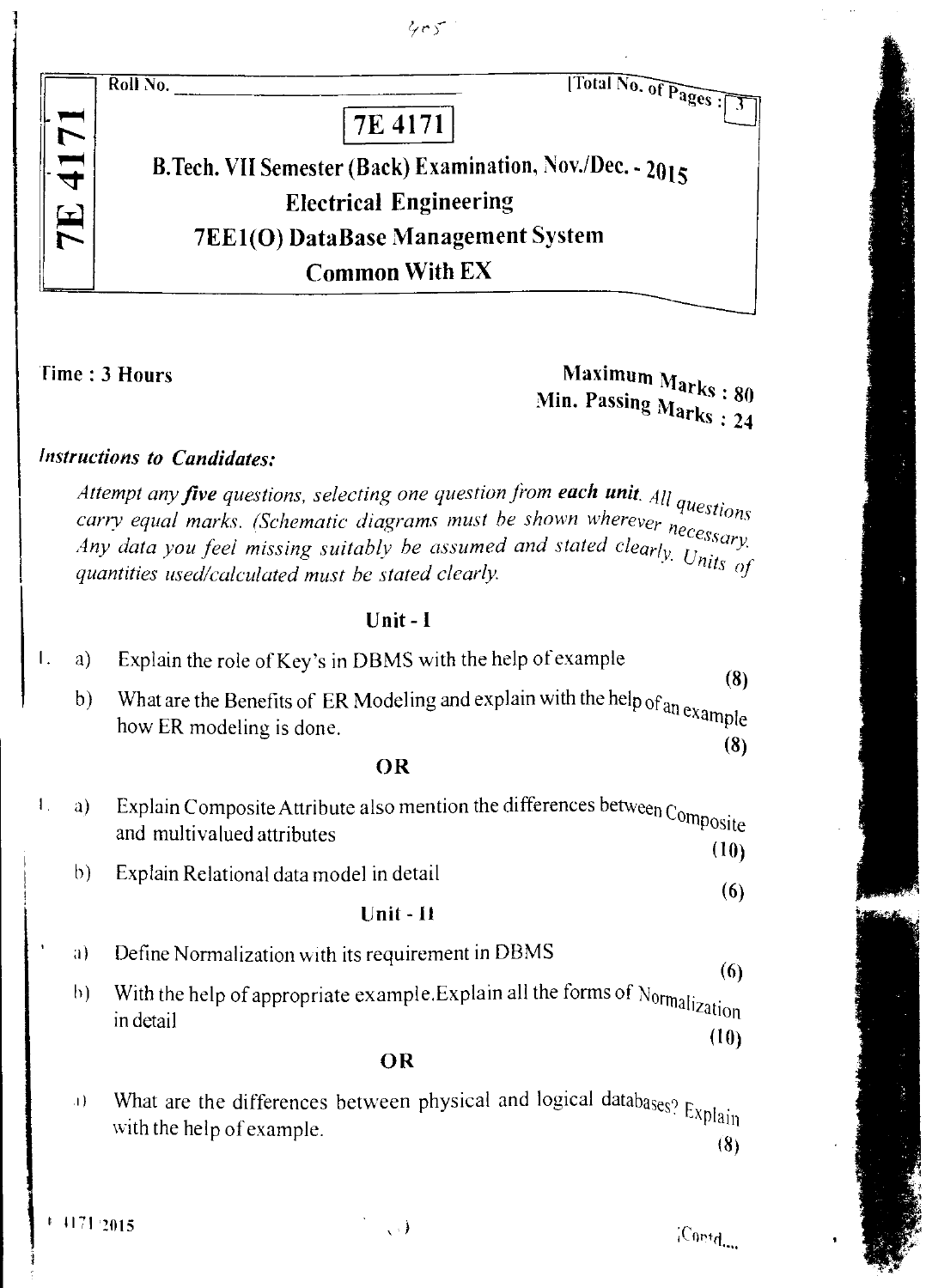Roll No. \_\_\_\_\_\_\_\_\_\_\_\_\_\_\_\_ [Total No. of Pages : 3

**7E 4171**

# B.Tech. VII Semester (Back) Examination, Nov./Dec. - 2015

## Electrical Engineering

## 7EE1(O) DataBase Management System

## Common With EX

**Time : 3 Hours**

**Maximum Marks : 80**
**Min. Passing Marks : 24**

***Instructions to Candidates:***

*Attempt any **five** questions, selecting one question from **each unit**. All questions carry equal marks. (Schematic diagrams must be shown wherever necessary. Any data you feel missing suitably be assumed and stated clearly. Units of quantities used/calculated must be stated clearly.*

### Unit - I

1. a) Explain the role of Key's in DBMS with the help of example **(8)**

   b) What are the Benefits of ER Modeling and explain with the help of an example how ER modeling is done. **(8)**

**OR**

1. a) Explain Composite Attribute also mention the differences between Composite and multivalued attributes **(10)**

   b) Explain Relational data model in detail **(6)**

### Unit - II

a) Define Normalization with its requirement in DBMS **(6)**

b) With the help of appropriate example.Explain all the forms of Normalization in detail **(10)**

**OR**

a) What are the differences between physical and logical databases? Explain with the help of example. **(8)**

Contd....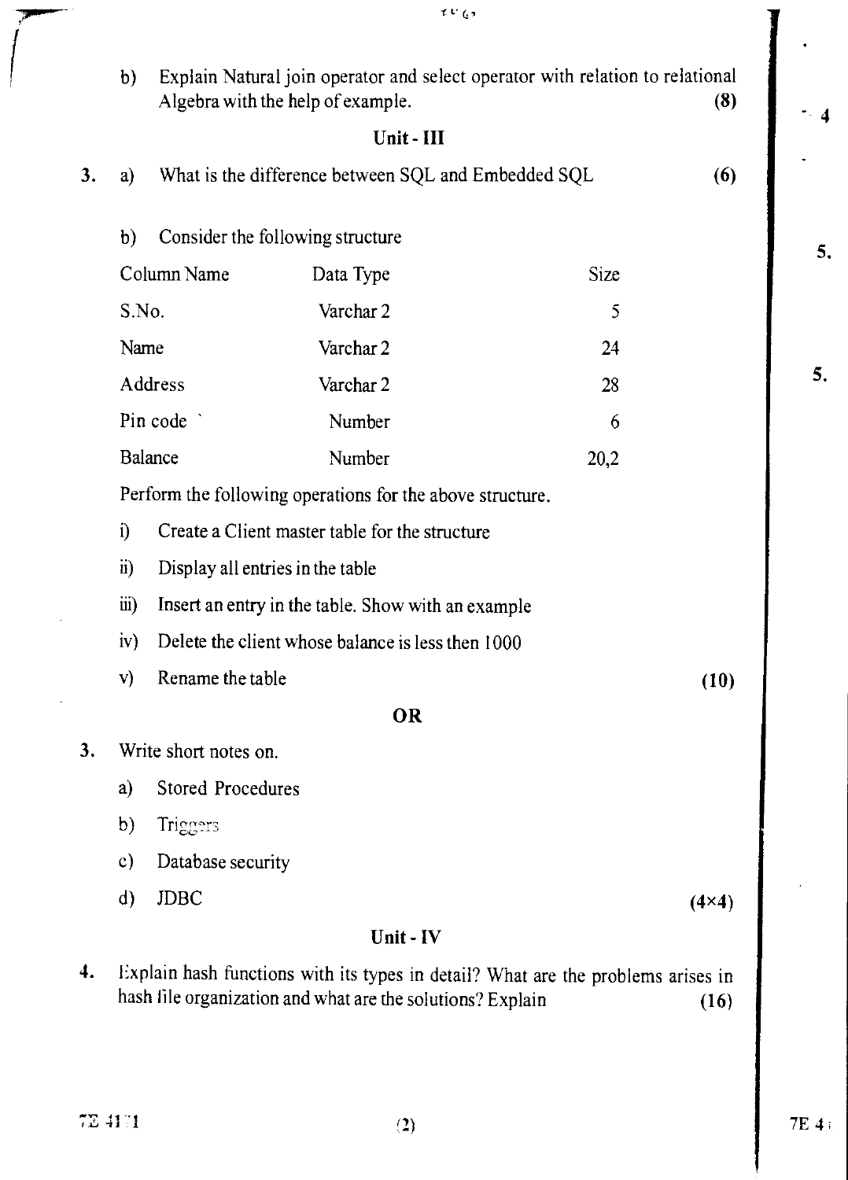b) Explain Natural join operator and select operator with relation to relational Algebra with the help of example. **(8)**

## Unit - III

3. a) What is the difference between SQL and Embedded SQL **(6)**

b) Consider the following structure

| Column Name | Data Type | Size |
|---|---|---|
| S.No. | Varchar 2 | 5 |
| Name | Varchar 2 | 24 |
| Address | Varchar 2 | 28 |
| Pin code | Number | 6 |
| Balance | Number | 20,2 |

Perform the following operations for the above structure.

i) Create a Client master table for the structure

ii) Display all entries in the table

iii) Insert an entry in the table. Show with an example

iv) Delete the client whose balance is less then 1000

v) Rename the table **(10)**

**OR**

3. Write short notes on.

a) Stored Procedures

b) Triggers

c) Database security

d) JDBC **(4×4)**

## Unit - IV

4. Explain hash functions with its types in detail? What are the problems arises in hash file organization and what are the solutions? Explain **(16)**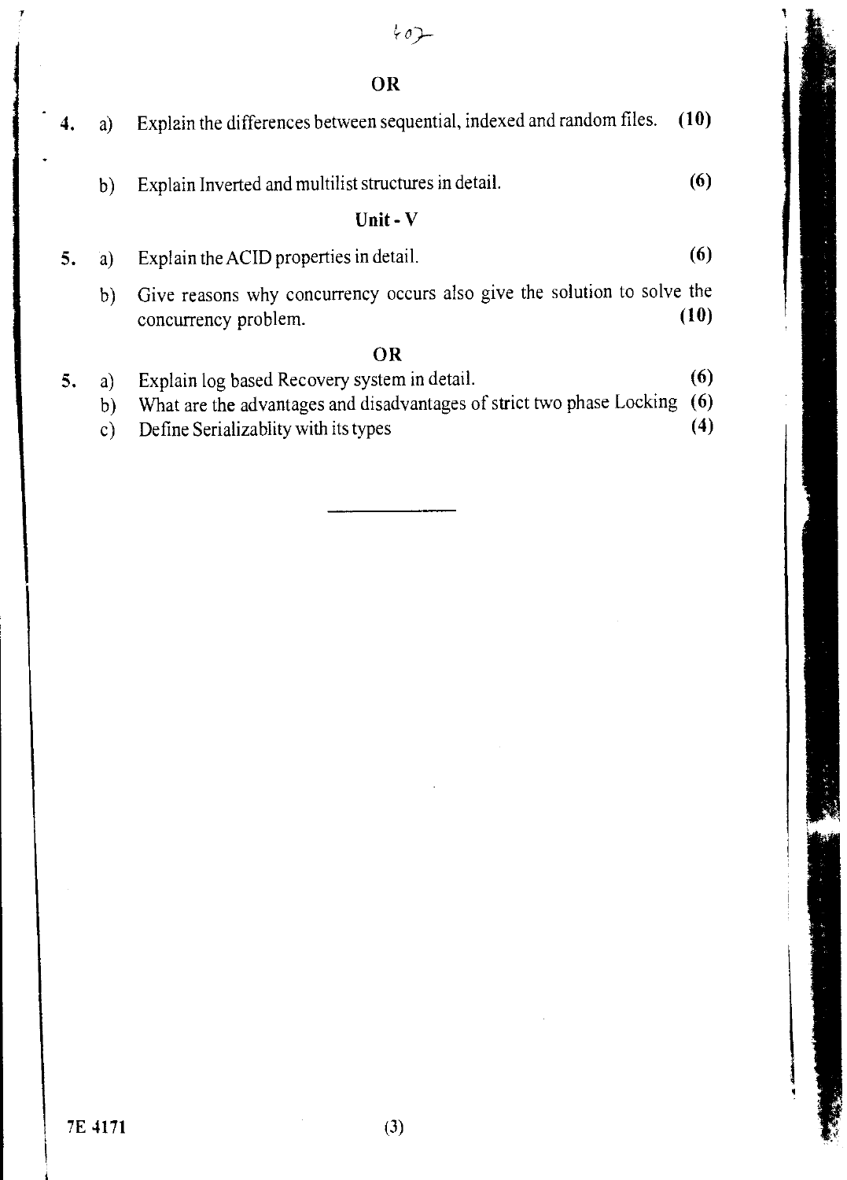**OR**

4. a) Explain the differences between sequential, indexed and random files. **(10)**

   b) Explain Inverted and multilist structures in detail. **(6)**

## Unit - V

5. a) Explain the ACID properties in detail. **(6)**

   b) Give reasons why concurrency occurs also give the solution to solve the concurrency problem. **(10)**

**OR**

5. a) Explain log based Recovery system in detail. **(6)**

   b) What are the advantages and disadvantages of strict two phase Locking **(6)**

   c) Define Serializablity with its types **(4)**

---

7E 4171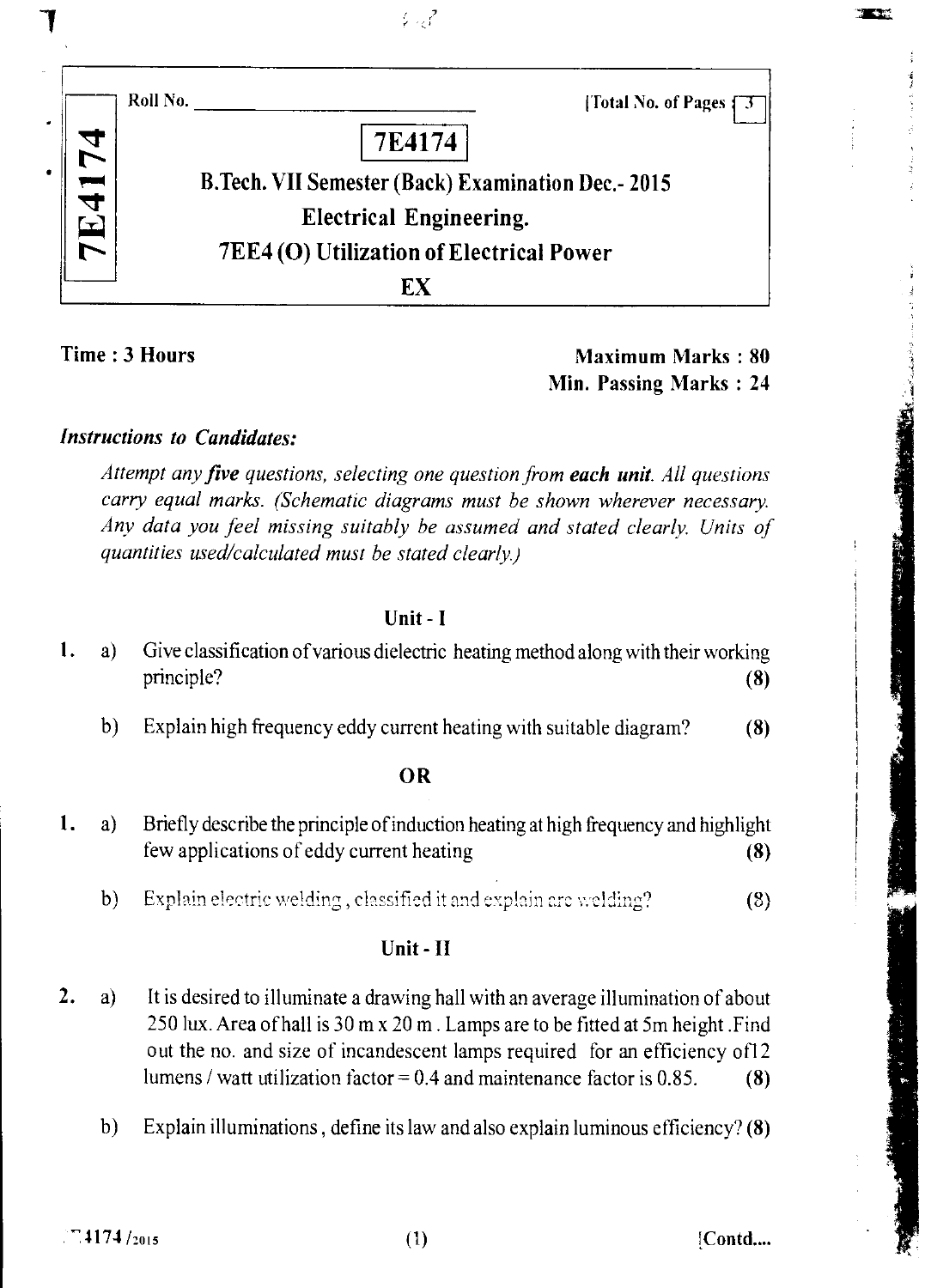Roll No. ______________________ [Total No. of Pages : 3

**7E4174**

**B.Tech. VII Semester (Back) Examination Dec.- 2015**

**Electrical Engineering.**

**7EE4 (O) Utilization of Electrical Power**

**EX**

**Time : 3 Hours**

**Maximum Marks : 80**

**Min. Passing Marks : 24**

***Instructions to Candidates:***

*Attempt any **five** questions, selecting one question from **each unit**. All questions carry equal marks. (Schematic diagrams must be shown wherever necessary. Any data you feel missing suitably be assumed and stated clearly. Units of quantities used/calculated must be stated clearly.)*

## Unit - I

1. a) Give classification of various dielectric heating method along with their working principle? **(8)**

   b) Explain high frequency eddy current heating with suitable diagram? **(8)**

**OR**

1. a) Briefly describe the principle of induction heating at high frequency and highlight few applications of eddy current heating **(8)**

   b) Explain electric welding, classified it and explain arc welding? **(8)**

## Unit - II

2. a) It is desired to illuminate a drawing hall with an average illumination of about 250 lux. Area of hall is 30 m x 20 m. Lamps are to be fitted at 5m height. Find out the no. and size of incandescent lamps required for an efficiency of 12 lumens / watt utilization factor = 0.4 and maintenance factor is 0.85. **(8)**

   b) Explain illuminations, define its law and also explain luminous efficiency? **(8)**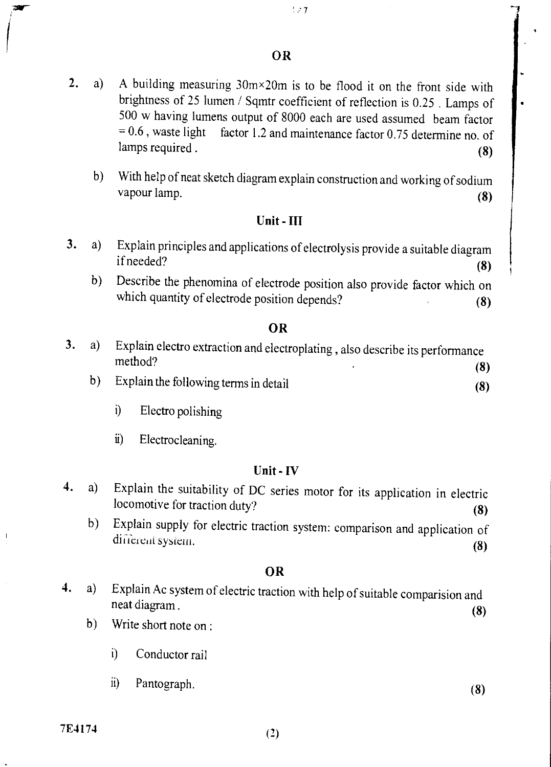**OR**

2. a) A building measuring 30m×20m is to be flood it on the front side with brightness of 25 lumen / Sqmtr coefficient of reflection is 0.25 . Lamps of 500 w having lumens output of 8000 each are used assumed beam factor = 0.6 , waste light factor 1.2 and maintenance factor 0.75 determine no. of lamps required . **(8)**

   b) With help of neat sketch diagram explain construction and working of sodium vapour lamp. **(8)**

## Unit - III

3. a) Explain principles and applications of electrolysis provide a suitable diagram if needed? **(8)**

   b) Describe the phenomina of electrode position also provide factor which on which quantity of electrode position depends? **(8)**

**OR**

3. a) Explain electro extraction and electroplating , also describe its performance method? **(8)**

   b) Explain the following terms in detail **(8)**

      i) Electro polishing

      ii) Electrocleaning.

## Unit - IV

4. a) Explain the suitability of DC series motor for its application in electric locomotive for traction duty? **(8)**

   b) Explain supply for electric traction system: comparison and application of different system. **(8)**

**OR**

4. a) Explain Ac system of electric traction with help of suitable comparision and neat diagram . **(8)**

   b) Write short note on :

      i) Conductor rail

      ii) Pantograph. **(8)**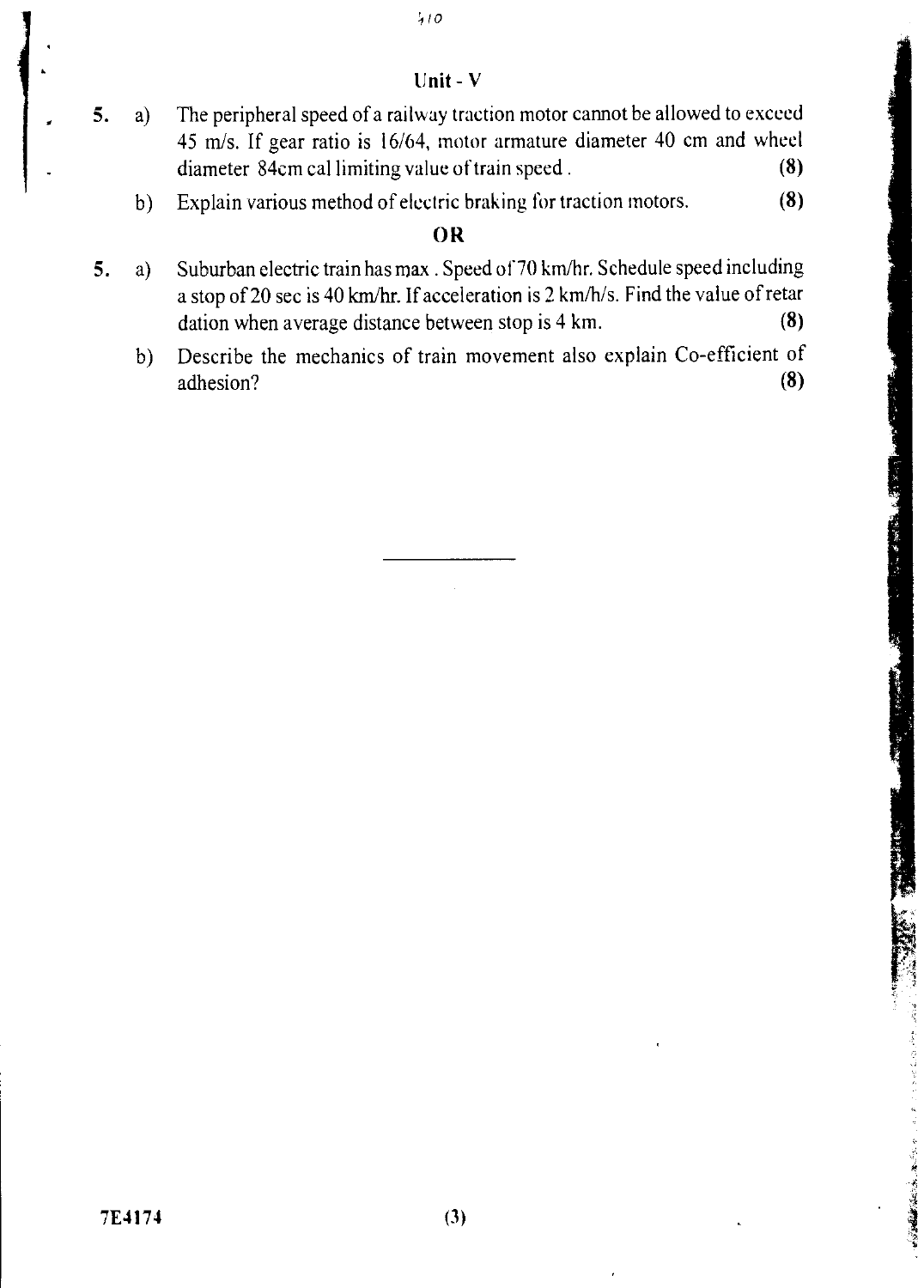## Unit - V

5. a) The peripheral speed of a railway traction motor cannot be allowed to exceed 45 m/s. If gear ratio is 16/64, motor armature diameter 40 cm and wheel diameter 84cm cal limiting value of train speed. **(8)**

   b) Explain various method of electric braking for traction motors. **(8)**

**OR**

5. a) Suburban electric train has max. Speed of 70 km/hr. Schedule speed including a stop of 20 sec is 40 km/hr. If acceleration is 2 km/h/s. Find the value of retardation when average distance between stop is 4 km. **(8)**

   b) Describe the mechanics of train movement also explain Co-efficient of adhesion? **(8)**